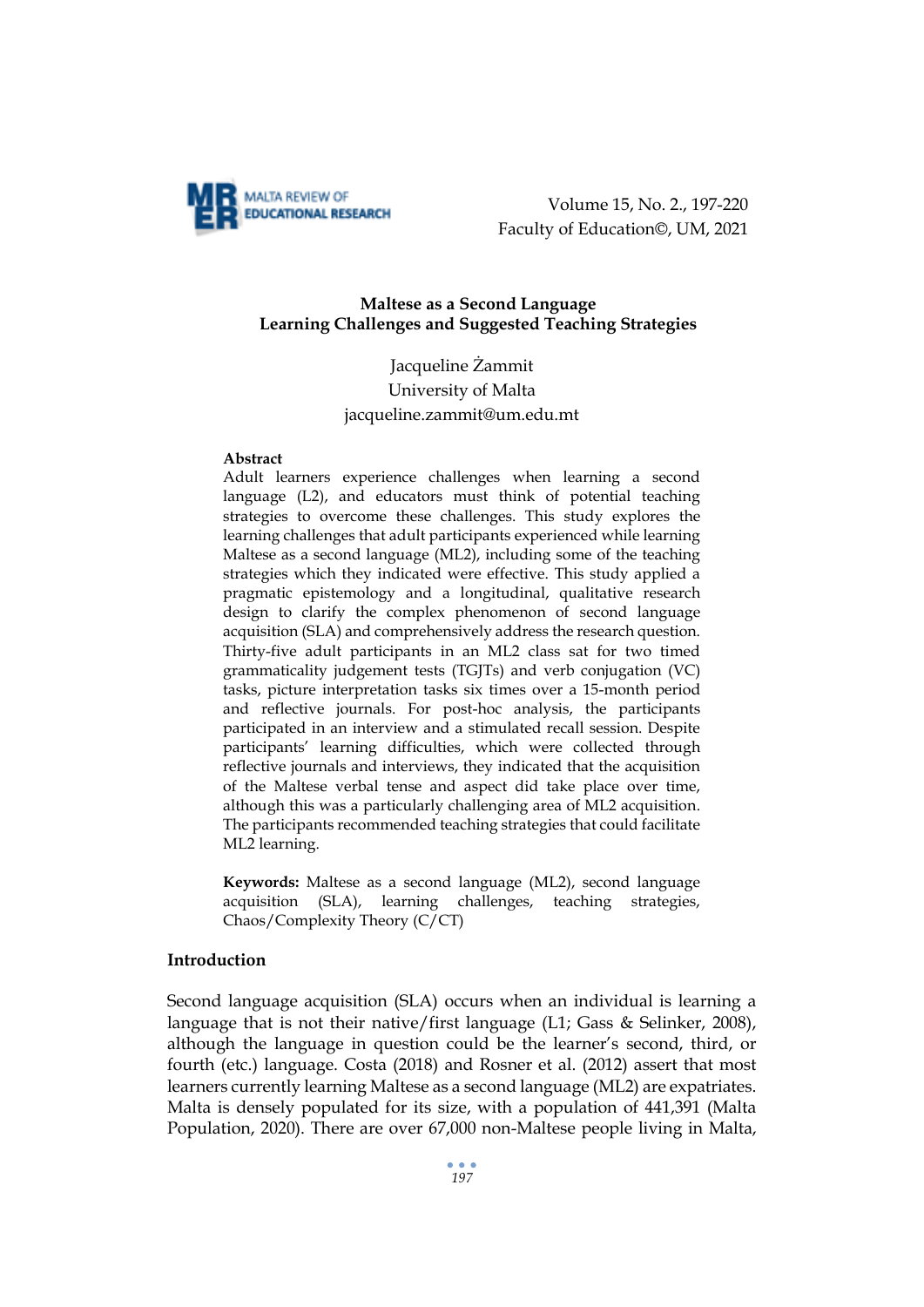## Maltese as a Second Language
## Learning Challenges and Suggested Teaching Strategies

Jacqueline Żammit
University of Malta
jacqueline.zammit@um.edu.mt

**Abstract**

Adult learners experience challenges when learning a second language (L2), and educators must think of potential teaching strategies to overcome these challenges. This study explores the learning challenges that adult participants experienced while learning Maltese as a second language (ML2), including some of the teaching strategies which they indicated were effective. This study applied a pragmatic epistemology and a longitudinal, qualitative research design to clarify the complex phenomenon of second language acquisition (SLA) and comprehensively address the research question. Thirty-five adult participants in an ML2 class sat for two timed grammaticality judgement tests (TGJTs) and verb conjugation (VC) tasks, picture interpretation tasks six times over a 15-month period and reflective journals. For post-hoc analysis, the participants participated in an interview and a stimulated recall session. Despite participants' learning difficulties, which were collected through reflective journals and interviews, they indicated that the acquisition of the Maltese verbal tense and aspect did take place over time, although this was a particularly challenging area of ML2 acquisition. The participants recommended teaching strategies that could facilitate ML2 learning.

**Keywords:** Maltese as a second language (ML2), second language acquisition (SLA), learning challenges, teaching strategies, Chaos/Complexity Theory (C/CT)

## Introduction

Second language acquisition (SLA) occurs when an individual is learning a language that is not their native/first language (L1; Gass & Selinker, 2008), although the language in question could be the learner's second, third, or fourth (etc.) language. Costa (2018) and Rosner et al. (2012) assert that most learners currently learning Maltese as a second language (ML2) are expatriates. Malta is densely populated for its size, with a population of 441,391 (Malta Population, 2020). There are over 67,000 non-Maltese people living in Malta,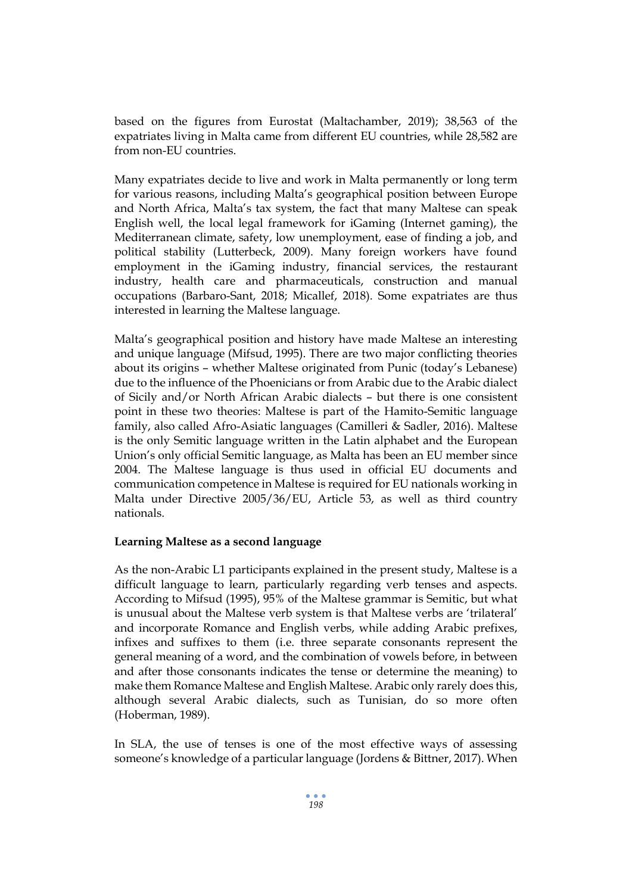based on the figures from Eurostat (Maltachamber, 2019); 38,563 of the expatriates living in Malta came from different EU countries, while 28,582 are from non-EU countries.

Many expatriates decide to live and work in Malta permanently or long term for various reasons, including Malta's geographical position between Europe and North Africa, Malta's tax system, the fact that many Maltese can speak English well, the local legal framework for iGaming (Internet gaming), the Mediterranean climate, safety, low unemployment, ease of finding a job, and political stability (Lutterbeck, 2009). Many foreign workers have found employment in the iGaming industry, financial services, the restaurant industry, health care and pharmaceuticals, construction and manual occupations (Barbaro-Sant, 2018; Micallef, 2018). Some expatriates are thus interested in learning the Maltese language.

Malta's geographical position and history have made Maltese an interesting and unique language (Mifsud, 1995). There are two major conflicting theories about its origins – whether Maltese originated from Punic (today's Lebanese) due to the influence of the Phoenicians or from Arabic due to the Arabic dialect of Sicily and/or North African Arabic dialects – but there is one consistent point in these two theories: Maltese is part of the Hamito-Semitic language family, also called Afro-Asiatic languages (Camilleri & Sadler, 2016). Maltese is the only Semitic language written in the Latin alphabet and the European Union's only official Semitic language, as Malta has been an EU member since 2004. The Maltese language is thus used in official EU documents and communication competence in Maltese is required for EU nationals working in Malta under Directive 2005/36/EU, Article 53, as well as third country nationals.

**Learning Maltese as a second language**

As the non-Arabic L1 participants explained in the present study, Maltese is a difficult language to learn, particularly regarding verb tenses and aspects. According to Mifsud (1995), 95% of the Maltese grammar is Semitic, but what is unusual about the Maltese verb system is that Maltese verbs are 'trilateral' and incorporate Romance and English verbs, while adding Arabic prefixes, infixes and suffixes to them (i.e. three separate consonants represent the general meaning of a word, and the combination of vowels before, in between and after those consonants indicates the tense or determine the meaning) to make them Romance Maltese and English Maltese. Arabic only rarely does this, although several Arabic dialects, such as Tunisian, do so more often (Hoberman, 1989).

In SLA, the use of tenses is one of the most effective ways of assessing someone's knowledge of a particular language (Jordens & Bittner, 2017). When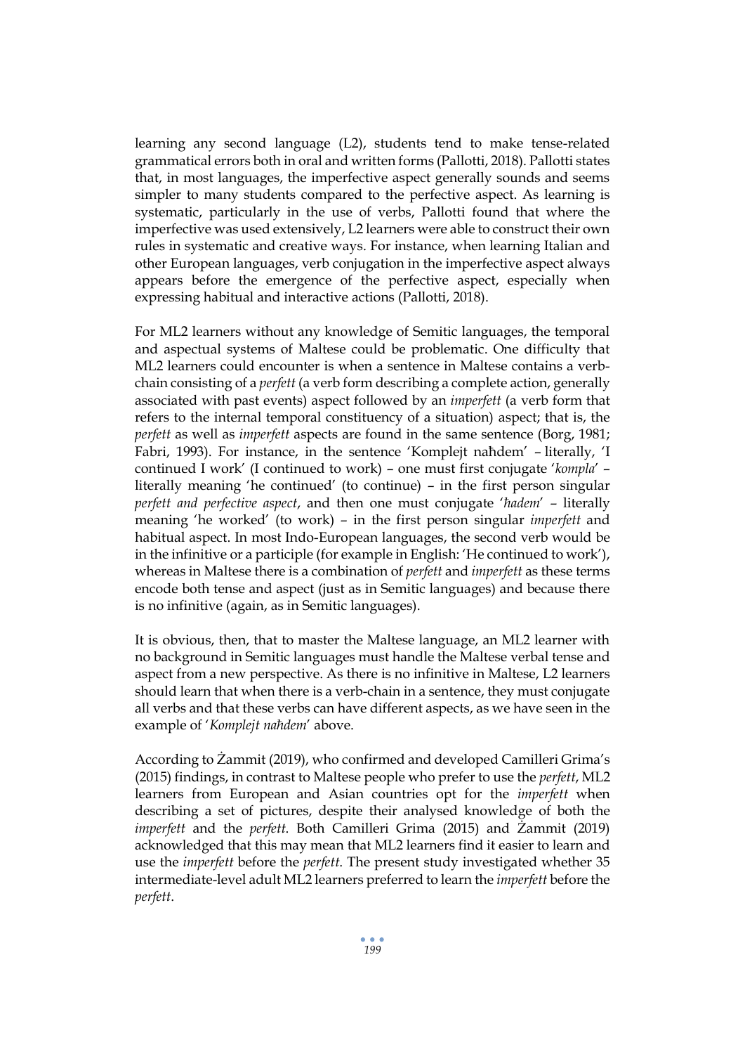learning any second language (L2), students tend to make tense-related grammatical errors both in oral and written forms (Pallotti, 2018). Pallotti states that, in most languages, the imperfective aspect generally sounds and seems simpler to many students compared to the perfective aspect. As learning is systematic, particularly in the use of verbs, Pallotti found that where the imperfective was used extensively, L2 learners were able to construct their own rules in systematic and creative ways. For instance, when learning Italian and other European languages, verb conjugation in the imperfective aspect always appears before the emergence of the perfective aspect, especially when expressing habitual and interactive actions (Pallotti, 2018).

For ML2 learners without any knowledge of Semitic languages, the temporal and aspectual systems of Maltese could be problematic. One difficulty that ML2 learners could encounter is when a sentence in Maltese contains a verb-chain consisting of a *perfett* (a verb form describing a complete action, generally associated with past events) aspect followed by an *imperfett* (a verb form that refers to the internal temporal constituency of a situation) aspect; that is, the *perfett* as well as *imperfett* aspects are found in the same sentence (Borg, 1981; Fabri, 1993). For instance, in the sentence 'Komplejt naħdem' – literally, 'I continued I work' (I continued to work) – one must first conjugate '*kompla*' – literally meaning 'he continued' (to continue) – in the first person singular *perfett and perfective aspect*, and then one must conjugate '*ħadem*' – literally meaning 'he worked' (to work) – in the first person singular *imperfett* and habitual aspect. In most Indo-European languages, the second verb would be in the infinitive or a participle (for example in English: 'He continued to work'), whereas in Maltese there is a combination of *perfett* and *imperfett* as these terms encode both tense and aspect (just as in Semitic languages) and because there is no infinitive (again, as in Semitic languages).

It is obvious, then, that to master the Maltese language, an ML2 learner with no background in Semitic languages must handle the Maltese verbal tense and aspect from a new perspective. As there is no infinitive in Maltese, L2 learners should learn that when there is a verb-chain in a sentence, they must conjugate all verbs and that these verbs can have different aspects, as we have seen in the example of '*Komplejt naħdem*' above.

According to Żammit (2019), who confirmed and developed Camilleri Grima's (2015) findings, in contrast to Maltese people who prefer to use the *perfett*, ML2 learners from European and Asian countries opt for the *imperfett* when describing a set of pictures, despite their analysed knowledge of both the *imperfett* and the *perfett*. Both Camilleri Grima (2015) and Żammit (2019) acknowledged that this may mean that ML2 learners find it easier to learn and use the *imperfett* before the *perfett*. The present study investigated whether 35 intermediate-level adult ML2 learners preferred to learn the *imperfett* before the *perfett*.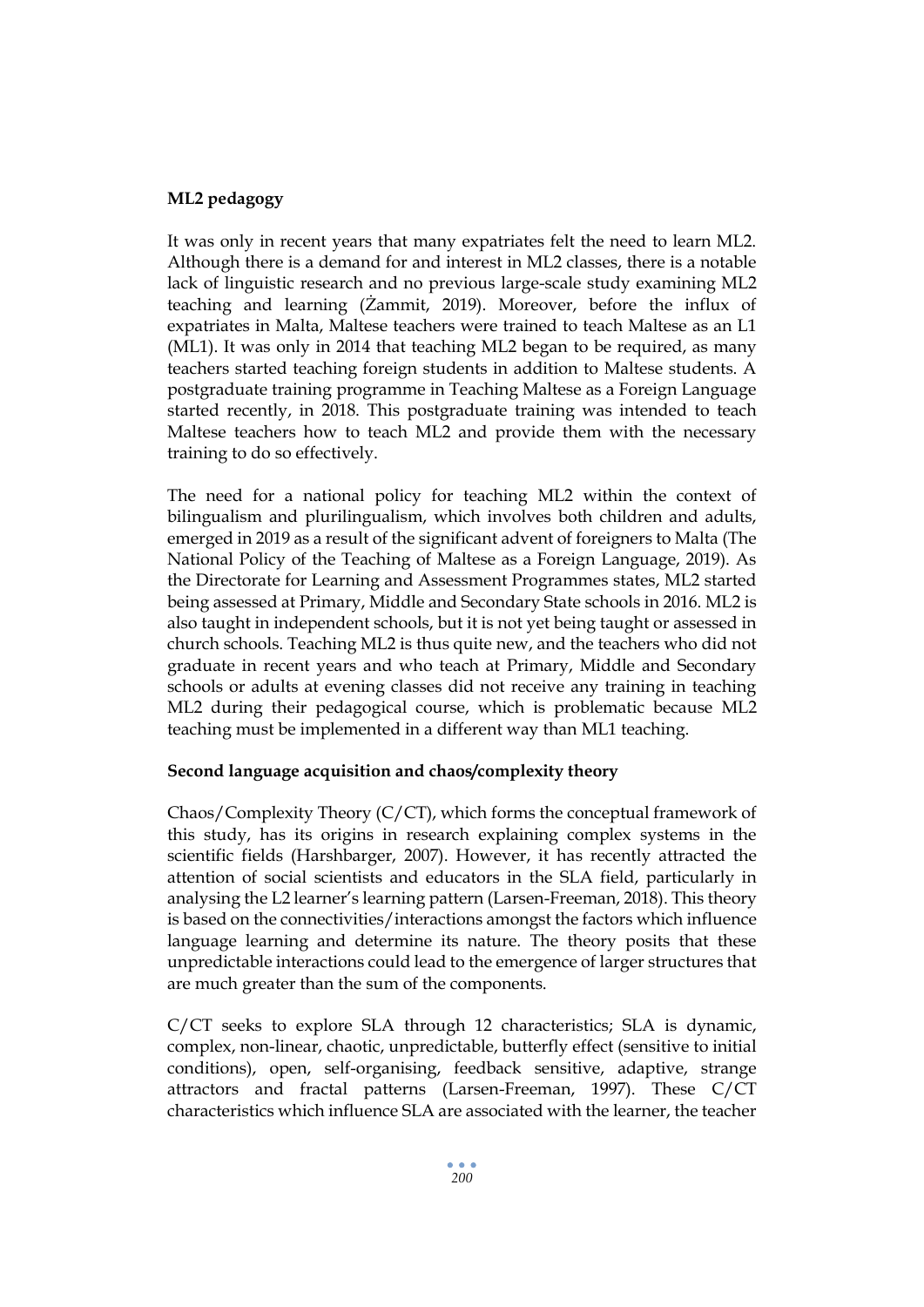**ML2 pedagogy**

It was only in recent years that many expatriates felt the need to learn ML2. Although there is a demand for and interest in ML2 classes, there is a notable lack of linguistic research and no previous large-scale study examining ML2 teaching and learning (Żammit, 2019). Moreover, before the influx of expatriates in Malta, Maltese teachers were trained to teach Maltese as an L1 (ML1). It was only in 2014 that teaching ML2 began to be required, as many teachers started teaching foreign students in addition to Maltese students. A postgraduate training programme in Teaching Maltese as a Foreign Language started recently, in 2018. This postgraduate training was intended to teach Maltese teachers how to teach ML2 and provide them with the necessary training to do so effectively.

The need for a national policy for teaching ML2 within the context of bilingualism and plurilingualism, which involves both children and adults, emerged in 2019 as a result of the significant advent of foreigners to Malta (The National Policy of the Teaching of Maltese as a Foreign Language, 2019). As the Directorate for Learning and Assessment Programmes states, ML2 started being assessed at Primary, Middle and Secondary State schools in 2016. ML2 is also taught in independent schools, but it is not yet being taught or assessed in church schools. Teaching ML2 is thus quite new, and the teachers who did not graduate in recent years and who teach at Primary, Middle and Secondary schools or adults at evening classes did not receive any training in teaching ML2 during their pedagogical course, which is problematic because ML2 teaching must be implemented in a different way than ML1 teaching.

**Second language acquisition and chaos/complexity theory**

Chaos/Complexity Theory (C/CT), which forms the conceptual framework of this study, has its origins in research explaining complex systems in the scientific fields (Harshbarger, 2007). However, it has recently attracted the attention of social scientists and educators in the SLA field, particularly in analysing the L2 learner's learning pattern (Larsen-Freeman, 2018). This theory is based on the connectivities/interactions amongst the factors which influence language learning and determine its nature. The theory posits that these unpredictable interactions could lead to the emergence of larger structures that are much greater than the sum of the components.

C/CT seeks to explore SLA through 12 characteristics; SLA is dynamic, complex, non-linear, chaotic, unpredictable, butterfly effect (sensitive to initial conditions), open, self-organising, feedback sensitive, adaptive, strange attractors and fractal patterns (Larsen-Freeman, 1997). These C/CT characteristics which influence SLA are associated with the learner, the teacher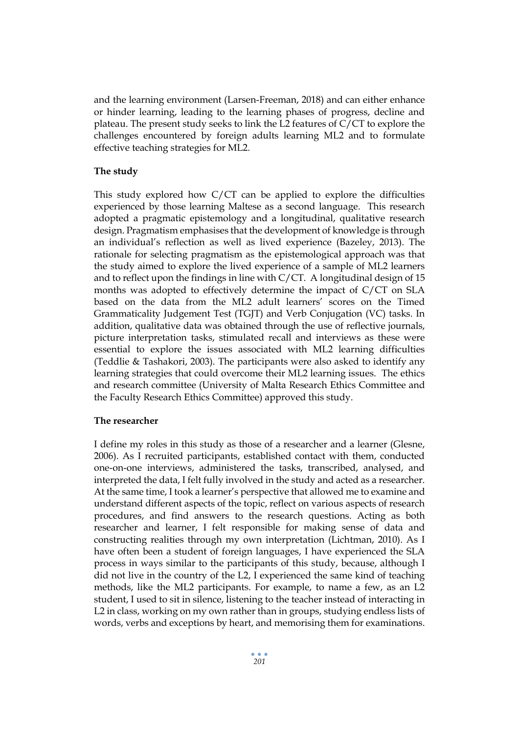and the learning environment (Larsen-Freeman, 2018) and can either enhance or hinder learning, leading to the learning phases of progress, decline and plateau. The present study seeks to link the L2 features of C/CT to explore the challenges encountered by foreign adults learning ML2 and to formulate effective teaching strategies for ML2.

**The study**

This study explored how C/CT can be applied to explore the difficulties experienced by those learning Maltese as a second language. This research adopted a pragmatic epistemology and a longitudinal, qualitative research design. Pragmatism emphasises that the development of knowledge is through an individual's reflection as well as lived experience (Bazeley, 2013). The rationale for selecting pragmatism as the epistemological approach was that the study aimed to explore the lived experience of a sample of ML2 learners and to reflect upon the findings in line with C/CT. A longitudinal design of 15 months was adopted to effectively determine the impact of C/CT on SLA based on the data from the ML2 adult learners' scores on the Timed Grammaticality Judgement Test (TGJT) and Verb Conjugation (VC) tasks. In addition, qualitative data was obtained through the use of reflective journals, picture interpretation tasks, stimulated recall and interviews as these were essential to explore the issues associated with ML2 learning difficulties (Teddlie & Tashakori, 2003). The participants were also asked to identify any learning strategies that could overcome their ML2 learning issues. The ethics and research committee (University of Malta Research Ethics Committee and the Faculty Research Ethics Committee) approved this study.

**The researcher**

I define my roles in this study as those of a researcher and a learner (Glesne, 2006). As I recruited participants, established contact with them, conducted one-on-one interviews, administered the tasks, transcribed, analysed, and interpreted the data, I felt fully involved in the study and acted as a researcher. At the same time, I took a learner's perspective that allowed me to examine and understand different aspects of the topic, reflect on various aspects of research procedures, and find answers to the research questions. Acting as both researcher and learner, I felt responsible for making sense of data and constructing realities through my own interpretation (Lichtman, 2010). As I have often been a student of foreign languages, I have experienced the SLA process in ways similar to the participants of this study, because, although I did not live in the country of the L2, I experienced the same kind of teaching methods, like the ML2 participants. For example, to name a few, as an L2 student, I used to sit in silence, listening to the teacher instead of interacting in L2 in class, working on my own rather than in groups, studying endless lists of words, verbs and exceptions by heart, and memorising them for examinations.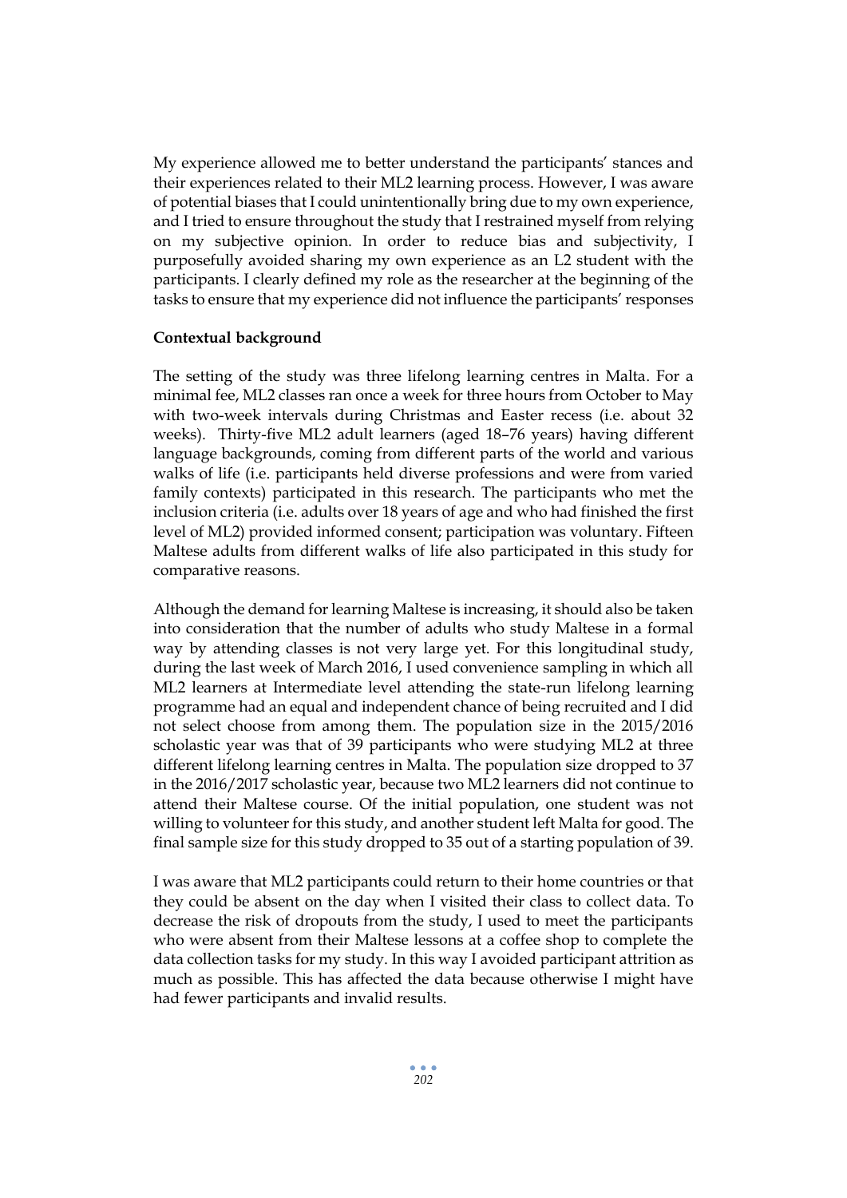My experience allowed me to better understand the participants' stances and their experiences related to their ML2 learning process. However, I was aware of potential biases that I could unintentionally bring due to my own experience, and I tried to ensure throughout the study that I restrained myself from relying on my subjective opinion. In order to reduce bias and subjectivity, I purposefully avoided sharing my own experience as an L2 student with the participants. I clearly defined my role as the researcher at the beginning of the tasks to ensure that my experience did not influence the participants' responses

**Contextual background**

The setting of the study was three lifelong learning centres in Malta. For a minimal fee, ML2 classes ran once a week for three hours from October to May with two-week intervals during Christmas and Easter recess (i.e. about 32 weeks). Thirty-five ML2 adult learners (aged 18–76 years) having different language backgrounds, coming from different parts of the world and various walks of life (i.e. participants held diverse professions and were from varied family contexts) participated in this research. The participants who met the inclusion criteria (i.e. adults over 18 years of age and who had finished the first level of ML2) provided informed consent; participation was voluntary. Fifteen Maltese adults from different walks of life also participated in this study for comparative reasons.

Although the demand for learning Maltese is increasing, it should also be taken into consideration that the number of adults who study Maltese in a formal way by attending classes is not very large yet. For this longitudinal study, during the last week of March 2016, I used convenience sampling in which all ML2 learners at Intermediate level attending the state-run lifelong learning programme had an equal and independent chance of being recruited and I did not select choose from among them. The population size in the 2015/2016 scholastic year was that of 39 participants who were studying ML2 at three different lifelong learning centres in Malta. The population size dropped to 37 in the 2016/2017 scholastic year, because two ML2 learners did not continue to attend their Maltese course. Of the initial population, one student was not willing to volunteer for this study, and another student left Malta for good. The final sample size for this study dropped to 35 out of a starting population of 39.

I was aware that ML2 participants could return to their home countries or that they could be absent on the day when I visited their class to collect data. To decrease the risk of dropouts from the study, I used to meet the participants who were absent from their Maltese lessons at a coffee shop to complete the data collection tasks for my study. In this way I avoided participant attrition as much as possible. This has affected the data because otherwise I might have had fewer participants and invalid results.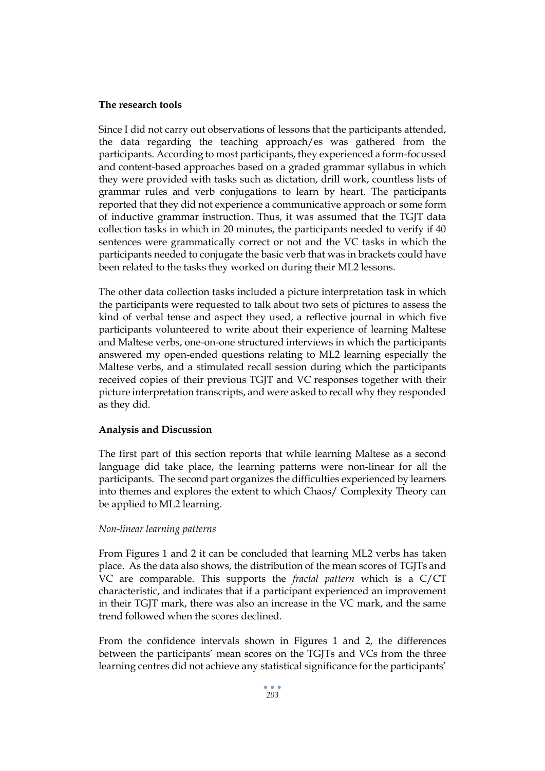**The research tools**

Since I did not carry out observations of lessons that the participants attended, the data regarding the teaching approach/es was gathered from the participants. According to most participants, they experienced a form-focussed and content-based approaches based on a graded grammar syllabus in which they were provided with tasks such as dictation, drill work, countless lists of grammar rules and verb conjugations to learn by heart. The participants reported that they did not experience a communicative approach or some form of inductive grammar instruction. Thus, it was assumed that the TGJT data collection tasks in which in 20 minutes, the participants needed to verify if 40 sentences were grammatically correct or not and the VC tasks in which the participants needed to conjugate the basic verb that was in brackets could have been related to the tasks they worked on during their ML2 lessons.

The other data collection tasks included a picture interpretation task in which the participants were requested to talk about two sets of pictures to assess the kind of verbal tense and aspect they used, a reflective journal in which five participants volunteered to write about their experience of learning Maltese and Maltese verbs, one-on-one structured interviews in which the participants answered my open-ended questions relating to ML2 learning especially the Maltese verbs, and a stimulated recall session during which the participants received copies of their previous TGJT and VC responses together with their picture interpretation transcripts, and were asked to recall why they responded as they did.

**Analysis and Discussion**

The first part of this section reports that while learning Maltese as a second language did take place, the learning patterns were non-linear for all the participants. The second part organizes the difficulties experienced by learners into themes and explores the extent to which Chaos/ Complexity Theory can be applied to ML2 learning.

*Non-linear learning patterns*

From Figures 1 and 2 it can be concluded that learning ML2 verbs has taken place. As the data also shows, the distribution of the mean scores of TGJTs and VC are comparable. This supports the *fractal pattern* which is a C/CT characteristic, and indicates that if a participant experienced an improvement in their TGJT mark, there was also an increase in the VC mark, and the same trend followed when the scores declined.

From the confidence intervals shown in Figures 1 and 2, the differences between the participants' mean scores on the TGJTs and VCs from the three learning centres did not achieve any statistical significance for the participants'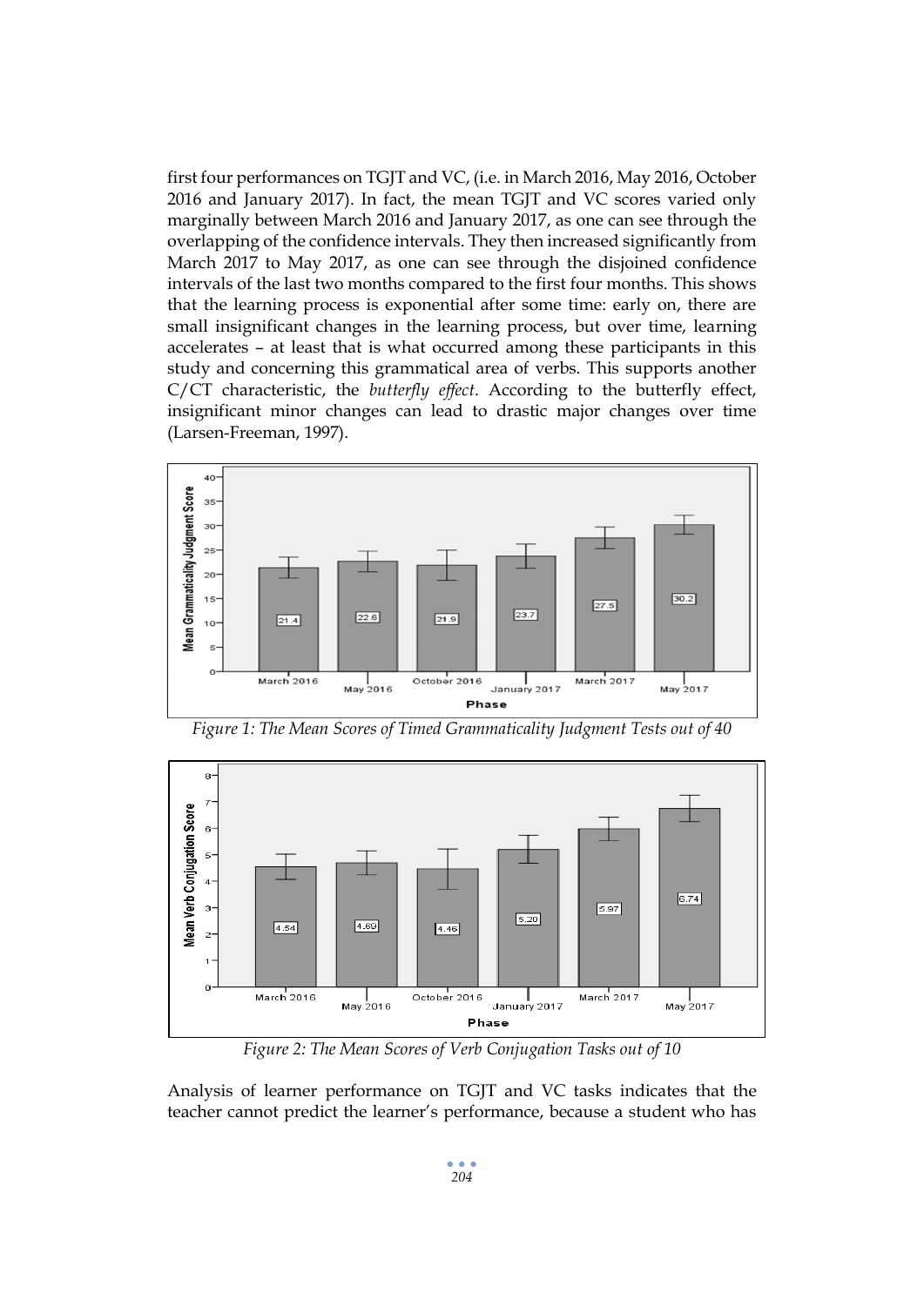first four performances on TGJT and VC, (i.e. in March 2016, May 2016, October 2016 and January 2017). In fact, the mean TGJT and VC scores varied only marginally between March 2016 and January 2017, as one can see through the overlapping of the confidence intervals. They then increased significantly from March 2017 to May 2017, as one can see through the disjoined confidence intervals of the last two months compared to the first four months. This shows that the learning process is exponential after some time: early on, there are small insignificant changes in the learning process, but over time, learning accelerates – at least that is what occurred among these participants in this study and concerning this grammatical area of verbs. This supports another C/CT characteristic, the *butterfly effect*. According to the butterfly effect, insignificant minor changes can lead to drastic major changes over time (Larsen-Freeman, 1997).

*Figure 1: The Mean Scores of Timed Grammaticality Judgment Tests out of 40*

*Figure 2: The Mean Scores of Verb Conjugation Tasks out of 10*

Analysis of learner performance on TGJT and VC tasks indicates that the teacher cannot predict the learner's performance, because a student who has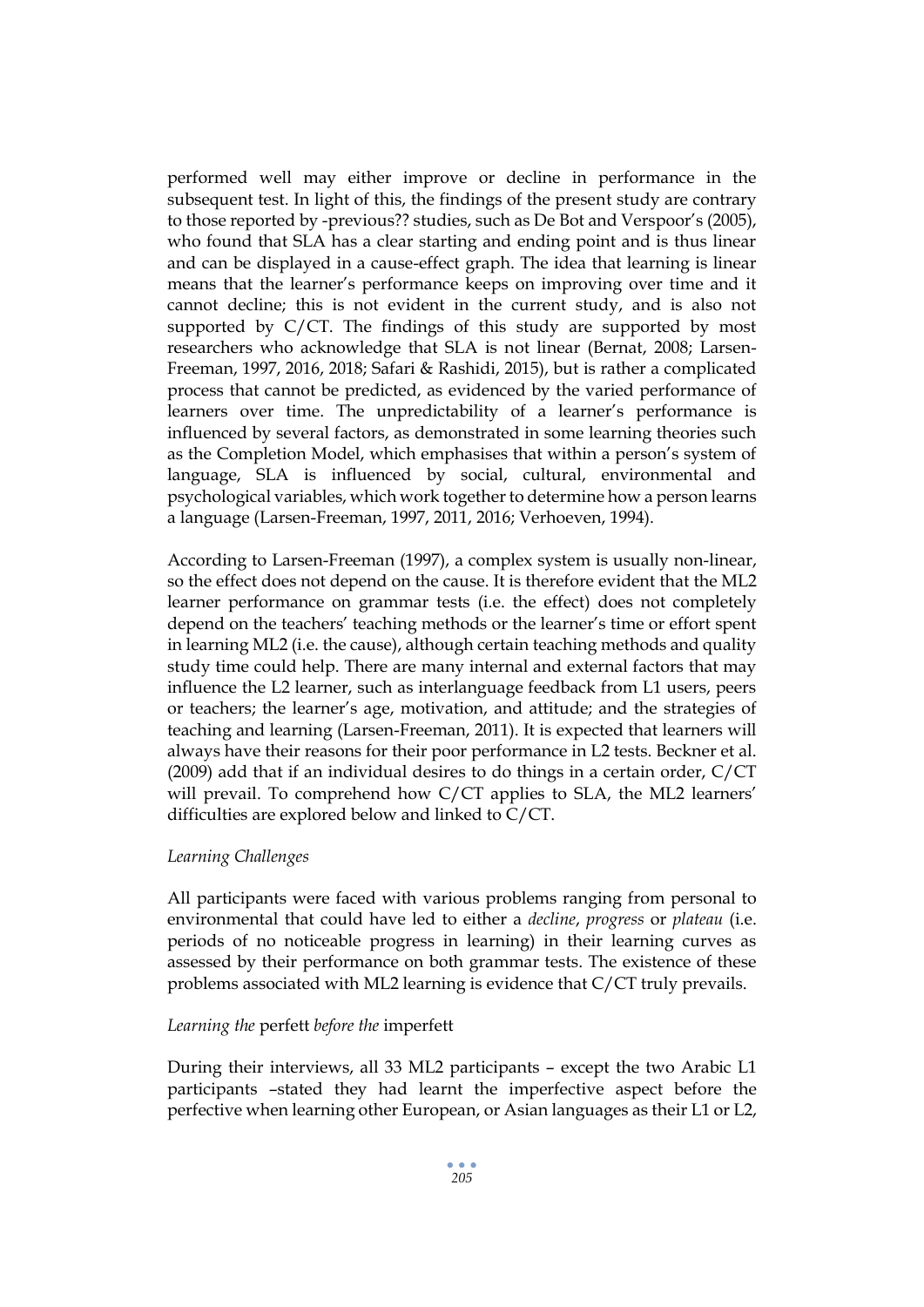performed well may either improve or decline in performance in the subsequent test. In light of this, the findings of the present study are contrary to those reported by -previous?? studies, such as De Bot and Verspoor's (2005), who found that SLA has a clear starting and ending point and is thus linear and can be displayed in a cause-effect graph. The idea that learning is linear means that the learner's performance keeps on improving over time and it cannot decline; this is not evident in the current study, and is also not supported by C/CT. The findings of this study are supported by most researchers who acknowledge that SLA is not linear (Bernat, 2008; Larsen-Freeman, 1997, 2016, 2018; Safari & Rashidi, 2015), but is rather a complicated process that cannot be predicted, as evidenced by the varied performance of learners over time. The unpredictability of a learner's performance is influenced by several factors, as demonstrated in some learning theories such as the Completion Model, which emphasises that within a person's system of language, SLA is influenced by social, cultural, environmental and psychological variables, which work together to determine how a person learns a language (Larsen-Freeman, 1997, 2011, 2016; Verhoeven, 1994).

According to Larsen-Freeman (1997), a complex system is usually non-linear, so the effect does not depend on the cause. It is therefore evident that the ML2 learner performance on grammar tests (i.e. the effect) does not completely depend on the teachers' teaching methods or the learner's time or effort spent in learning ML2 (i.e. the cause), although certain teaching methods and quality study time could help. There are many internal and external factors that may influence the L2 learner, such as interlanguage feedback from L1 users, peers or teachers; the learner's age, motivation, and attitude; and the strategies of teaching and learning (Larsen-Freeman, 2011). It is expected that learners will always have their reasons for their poor performance in L2 tests. Beckner et al. (2009) add that if an individual desires to do things in a certain order, C/CT will prevail. To comprehend how C/CT applies to SLA, the ML2 learners' difficulties are explored below and linked to C/CT.

*Learning Challenges*

All participants were faced with various problems ranging from personal to environmental that could have led to either a *decline*, *progress* or *plateau* (i.e. periods of no noticeable progress in learning) in their learning curves as assessed by their performance on both grammar tests. The existence of these problems associated with ML2 learning is evidence that C/CT truly prevails.

*Learning the* perfett *before the* imperfett

During their interviews, all 33 ML2 participants – except the two Arabic L1 participants –stated they had learnt the imperfective aspect before the perfective when learning other European, or Asian languages as their L1 or L2,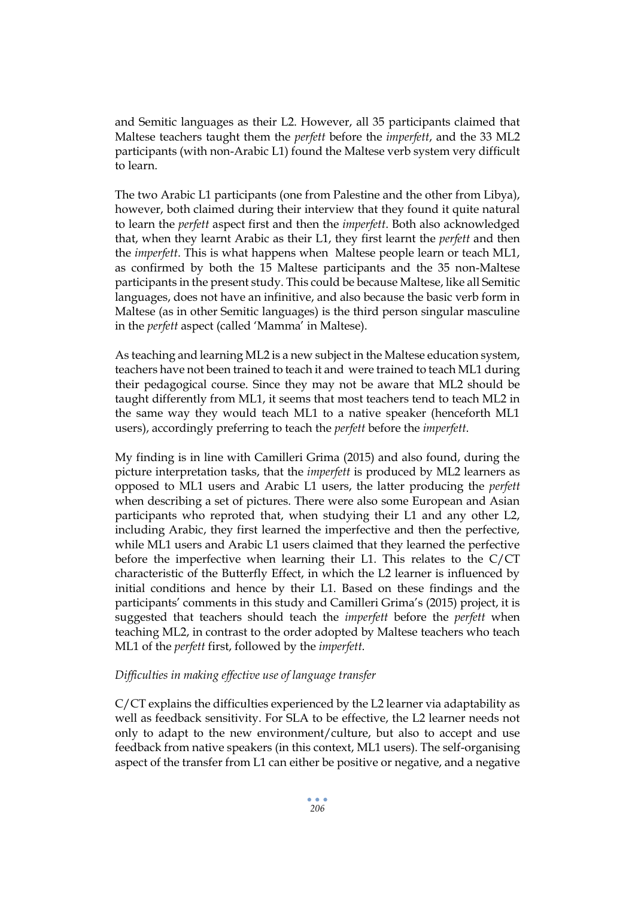and Semitic languages as their L2. However, all 35 participants claimed that Maltese teachers taught them the *perfett* before the *imperfett*, and the 33 ML2 participants (with non-Arabic L1) found the Maltese verb system very difficult to learn.

The two Arabic L1 participants (one from Palestine and the other from Libya), however, both claimed during their interview that they found it quite natural to learn the *perfett* aspect first and then the *imperfett*. Both also acknowledged that, when they learnt Arabic as their L1, they first learnt the *perfett* and then the *imperfett*. This is what happens when Maltese people learn or teach ML1, as confirmed by both the 15 Maltese participants and the 35 non-Maltese participants in the present study. This could be because Maltese, like all Semitic languages, does not have an infinitive, and also because the basic verb form in Maltese (as in other Semitic languages) is the third person singular masculine in the *perfett* aspect (called 'Mamma' in Maltese).

As teaching and learning ML2 is a new subject in the Maltese education system, teachers have not been trained to teach it and were trained to teach ML1 during their pedagogical course. Since they may not be aware that ML2 should be taught differently from ML1, it seems that most teachers tend to teach ML2 in the same way they would teach ML1 to a native speaker (henceforth ML1 users), accordingly preferring to teach the *perfett* before the *imperfett*.

My finding is in line with Camilleri Grima (2015) and also found, during the picture interpretation tasks, that the *imperfett* is produced by ML2 learners as opposed to ML1 users and Arabic L1 users, the latter producing the *perfett* when describing a set of pictures. There were also some European and Asian participants who reproted that, when studying their L1 and any other L2, including Arabic, they first learned the imperfective and then the perfective, while ML1 users and Arabic L1 users claimed that they learned the perfective before the imperfective when learning their L1. This relates to the C/CT characteristic of the Butterfly Effect, in which the L2 learner is influenced by initial conditions and hence by their L1. Based on these findings and the participants' comments in this study and Camilleri Grima's (2015) project, it is suggested that teachers should teach the *imperfett* before the *perfett* when teaching ML2, in contrast to the order adopted by Maltese teachers who teach ML1 of the *perfett* first, followed by the *imperfett*.

*Difficulties in making effective use of language transfer*

C/CT explains the difficulties experienced by the L2 learner via adaptability as well as feedback sensitivity. For SLA to be effective, the L2 learner needs not only to adapt to the new environment/culture, but also to accept and use feedback from native speakers (in this context, ML1 users). The self-organising aspect of the transfer from L1 can either be positive or negative, and a negative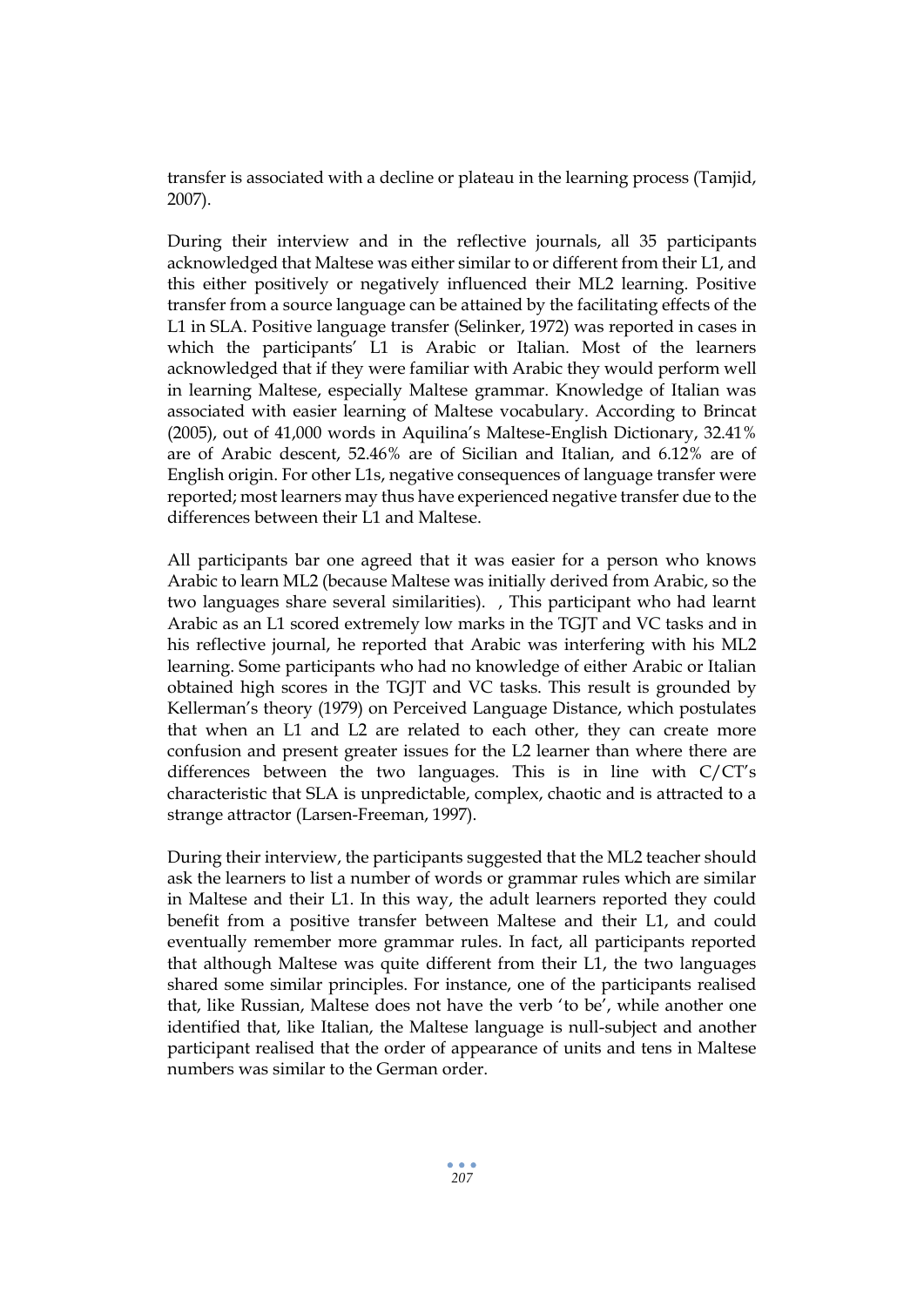transfer is associated with a decline or plateau in the learning process (Tamjid, 2007).

During their interview and in the reflective journals, all 35 participants acknowledged that Maltese was either similar to or different from their L1, and this either positively or negatively influenced their ML2 learning. Positive transfer from a source language can be attained by the facilitating effects of the L1 in SLA. Positive language transfer (Selinker, 1972) was reported in cases in which the participants' L1 is Arabic or Italian. Most of the learners acknowledged that if they were familiar with Arabic they would perform well in learning Maltese, especially Maltese grammar. Knowledge of Italian was associated with easier learning of Maltese vocabulary. According to Brincat (2005), out of 41,000 words in Aquilina's Maltese-English Dictionary, 32.41% are of Arabic descent, 52.46% are of Sicilian and Italian, and 6.12% are of English origin. For other L1s, negative consequences of language transfer were reported; most learners may thus have experienced negative transfer due to the differences between their L1 and Maltese.

All participants bar one agreed that it was easier for a person who knows Arabic to learn ML2 (because Maltese was initially derived from Arabic, so the two languages share several similarities). , This participant who had learnt Arabic as an L1 scored extremely low marks in the TGJT and VC tasks and in his reflective journal, he reported that Arabic was interfering with his ML2 learning. Some participants who had no knowledge of either Arabic or Italian obtained high scores in the TGJT and VC tasks. This result is grounded by Kellerman's theory (1979) on Perceived Language Distance, which postulates that when an L1 and L2 are related to each other, they can create more confusion and present greater issues for the L2 learner than where there are differences between the two languages. This is in line with C/CT's characteristic that SLA is unpredictable, complex, chaotic and is attracted to a strange attractor (Larsen-Freeman, 1997).

During their interview, the participants suggested that the ML2 teacher should ask the learners to list a number of words or grammar rules which are similar in Maltese and their L1. In this way, the adult learners reported they could benefit from a positive transfer between Maltese and their L1, and could eventually remember more grammar rules. In fact, all participants reported that although Maltese was quite different from their L1, the two languages shared some similar principles. For instance, one of the participants realised that, like Russian, Maltese does not have the verb 'to be', while another one identified that, like Italian, the Maltese language is null-subject and another participant realised that the order of appearance of units and tens in Maltese numbers was similar to the German order.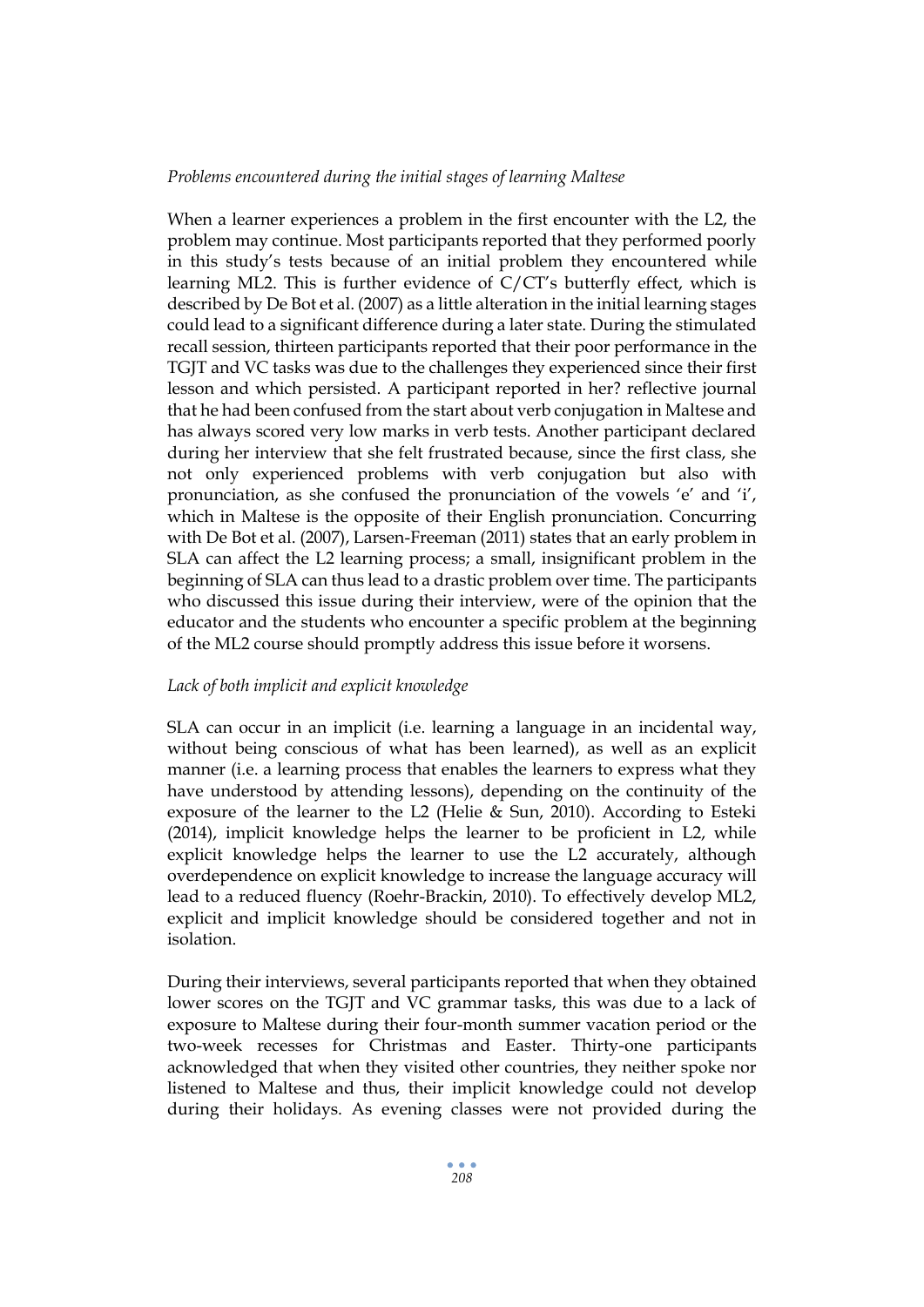*Problems encountered during the initial stages of learning Maltese*

When a learner experiences a problem in the first encounter with the L2, the problem may continue. Most participants reported that they performed poorly in this study's tests because of an initial problem they encountered while learning ML2. This is further evidence of C/CT's butterfly effect, which is described by De Bot et al. (2007) as a little alteration in the initial learning stages could lead to a significant difference during a later state. During the stimulated recall session, thirteen participants reported that their poor performance in the TGJT and VC tasks was due to the challenges they experienced since their first lesson and which persisted. A participant reported in her? reflective journal that he had been confused from the start about verb conjugation in Maltese and has always scored very low marks in verb tests. Another participant declared during her interview that she felt frustrated because, since the first class, she not only experienced problems with verb conjugation but also with pronunciation, as she confused the pronunciation of the vowels 'e' and 'i', which in Maltese is the opposite of their English pronunciation. Concurring with De Bot et al. (2007), Larsen-Freeman (2011) states that an early problem in SLA can affect the L2 learning process; a small, insignificant problem in the beginning of SLA can thus lead to a drastic problem over time. The participants who discussed this issue during their interview, were of the opinion that the educator and the students who encounter a specific problem at the beginning of the ML2 course should promptly address this issue before it worsens.

*Lack of both implicit and explicit knowledge*

SLA can occur in an implicit (i.e. learning a language in an incidental way, without being conscious of what has been learned), as well as an explicit manner (i.e. a learning process that enables the learners to express what they have understood by attending lessons), depending on the continuity of the exposure of the learner to the L2 (Helie & Sun, 2010). According to Esteki (2014), implicit knowledge helps the learner to be proficient in L2, while explicit knowledge helps the learner to use the L2 accurately, although overdependence on explicit knowledge to increase the language accuracy will lead to a reduced fluency (Roehr-Brackin, 2010). To effectively develop ML2, explicit and implicit knowledge should be considered together and not in isolation.

During their interviews, several participants reported that when they obtained lower scores on the TGJT and VC grammar tasks, this was due to a lack of exposure to Maltese during their four-month summer vacation period or the two-week recesses for Christmas and Easter. Thirty-one participants acknowledged that when they visited other countries, they neither spoke nor listened to Maltese and thus, their implicit knowledge could not develop during their holidays. As evening classes were not provided during the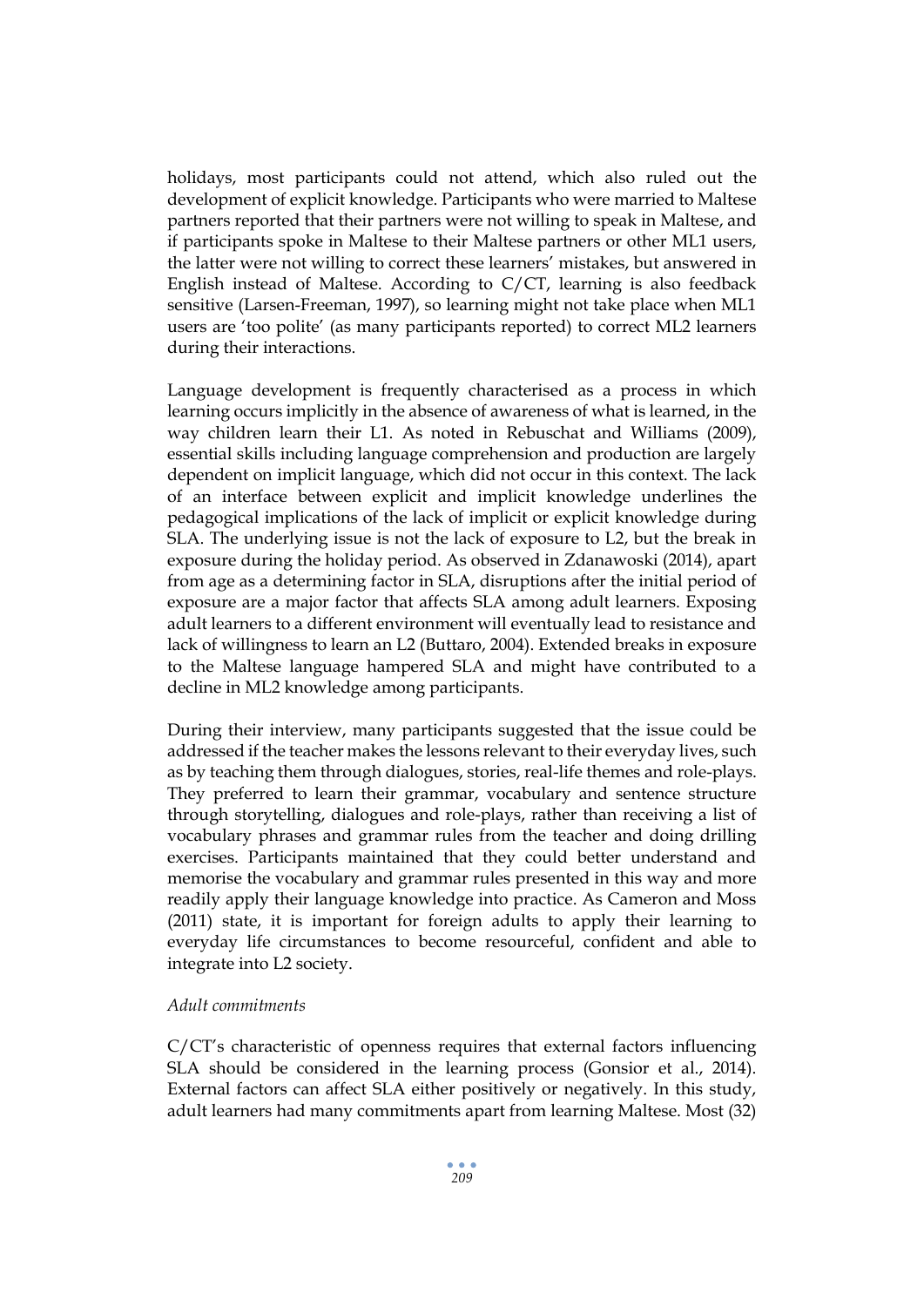holidays, most participants could not attend, which also ruled out the development of explicit knowledge. Participants who were married to Maltese partners reported that their partners were not willing to speak in Maltese, and if participants spoke in Maltese to their Maltese partners or other ML1 users, the latter were not willing to correct these learners' mistakes, but answered in English instead of Maltese. According to C/CT, learning is also feedback sensitive (Larsen-Freeman, 1997), so learning might not take place when ML1 users are 'too polite' (as many participants reported) to correct ML2 learners during their interactions.

Language development is frequently characterised as a process in which learning occurs implicitly in the absence of awareness of what is learned, in the way children learn their L1. As noted in Rebuschat and Williams (2009), essential skills including language comprehension and production are largely dependent on implicit language, which did not occur in this context. The lack of an interface between explicit and implicit knowledge underlines the pedagogical implications of the lack of implicit or explicit knowledge during SLA. The underlying issue is not the lack of exposure to L2, but the break in exposure during the holiday period. As observed in Zdanawoski (2014), apart from age as a determining factor in SLA, disruptions after the initial period of exposure are a major factor that affects SLA among adult learners. Exposing adult learners to a different environment will eventually lead to resistance and lack of willingness to learn an L2 (Buttaro, 2004). Extended breaks in exposure to the Maltese language hampered SLA and might have contributed to a decline in ML2 knowledge among participants.

During their interview, many participants suggested that the issue could be addressed if the teacher makes the lessons relevant to their everyday lives, such as by teaching them through dialogues, stories, real-life themes and role-plays. They preferred to learn their grammar, vocabulary and sentence structure through storytelling, dialogues and role-plays, rather than receiving a list of vocabulary phrases and grammar rules from the teacher and doing drilling exercises. Participants maintained that they could better understand and memorise the vocabulary and grammar rules presented in this way and more readily apply their language knowledge into practice. As Cameron and Moss (2011) state, it is important for foreign adults to apply their learning to everyday life circumstances to become resourceful, confident and able to integrate into L2 society.

*Adult commitments*

C/CT's characteristic of openness requires that external factors influencing SLA should be considered in the learning process (Gonsior et al., 2014). External factors can affect SLA either positively or negatively. In this study, adult learners had many commitments apart from learning Maltese. Most (32)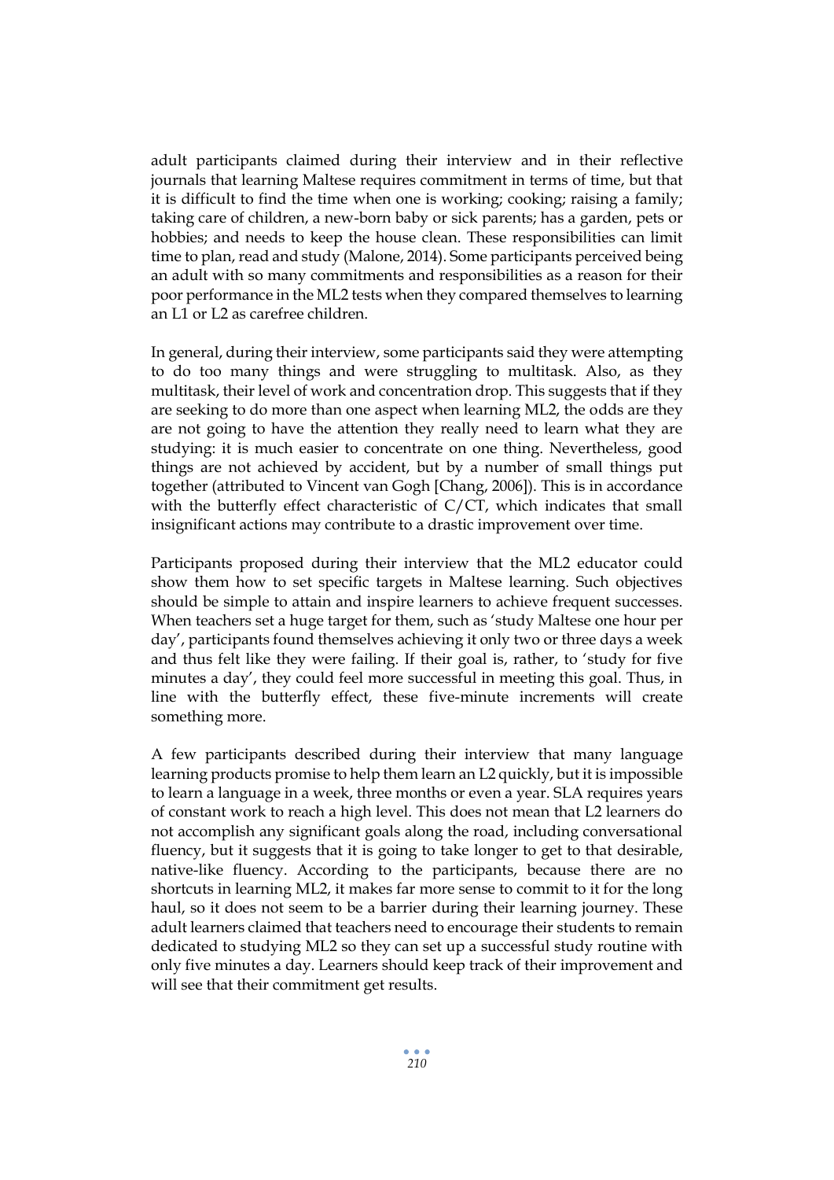adult participants claimed during their interview and in their reflective journals that learning Maltese requires commitment in terms of time, but that it is difficult to find the time when one is working; cooking; raising a family; taking care of children, a new-born baby or sick parents; has a garden, pets or hobbies; and needs to keep the house clean. These responsibilities can limit time to plan, read and study (Malone, 2014). Some participants perceived being an adult with so many commitments and responsibilities as a reason for their poor performance in the ML2 tests when they compared themselves to learning an L1 or L2 as carefree children.

In general, during their interview, some participants said they were attempting to do too many things and were struggling to multitask. Also, as they multitask, their level of work and concentration drop. This suggests that if they are seeking to do more than one aspect when learning ML2, the odds are they are not going to have the attention they really need to learn what they are studying: it is much easier to concentrate on one thing. Nevertheless, good things are not achieved by accident, but by a number of small things put together (attributed to Vincent van Gogh [Chang, 2006]). This is in accordance with the butterfly effect characteristic of C/CT, which indicates that small insignificant actions may contribute to a drastic improvement over time.

Participants proposed during their interview that the ML2 educator could show them how to set specific targets in Maltese learning. Such objectives should be simple to attain and inspire learners to achieve frequent successes. When teachers set a huge target for them, such as 'study Maltese one hour per day', participants found themselves achieving it only two or three days a week and thus felt like they were failing. If their goal is, rather, to 'study for five minutes a day', they could feel more successful in meeting this goal. Thus, in line with the butterfly effect, these five-minute increments will create something more.

A few participants described during their interview that many language learning products promise to help them learn an L2 quickly, but it is impossible to learn a language in a week, three months or even a year. SLA requires years of constant work to reach a high level. This does not mean that L2 learners do not accomplish any significant goals along the road, including conversational fluency, but it suggests that it is going to take longer to get to that desirable, native-like fluency. According to the participants, because there are no shortcuts in learning ML2, it makes far more sense to commit to it for the long haul, so it does not seem to be a barrier during their learning journey. These adult learners claimed that teachers need to encourage their students to remain dedicated to studying ML2 so they can set up a successful study routine with only five minutes a day. Learners should keep track of their improvement and will see that their commitment get results.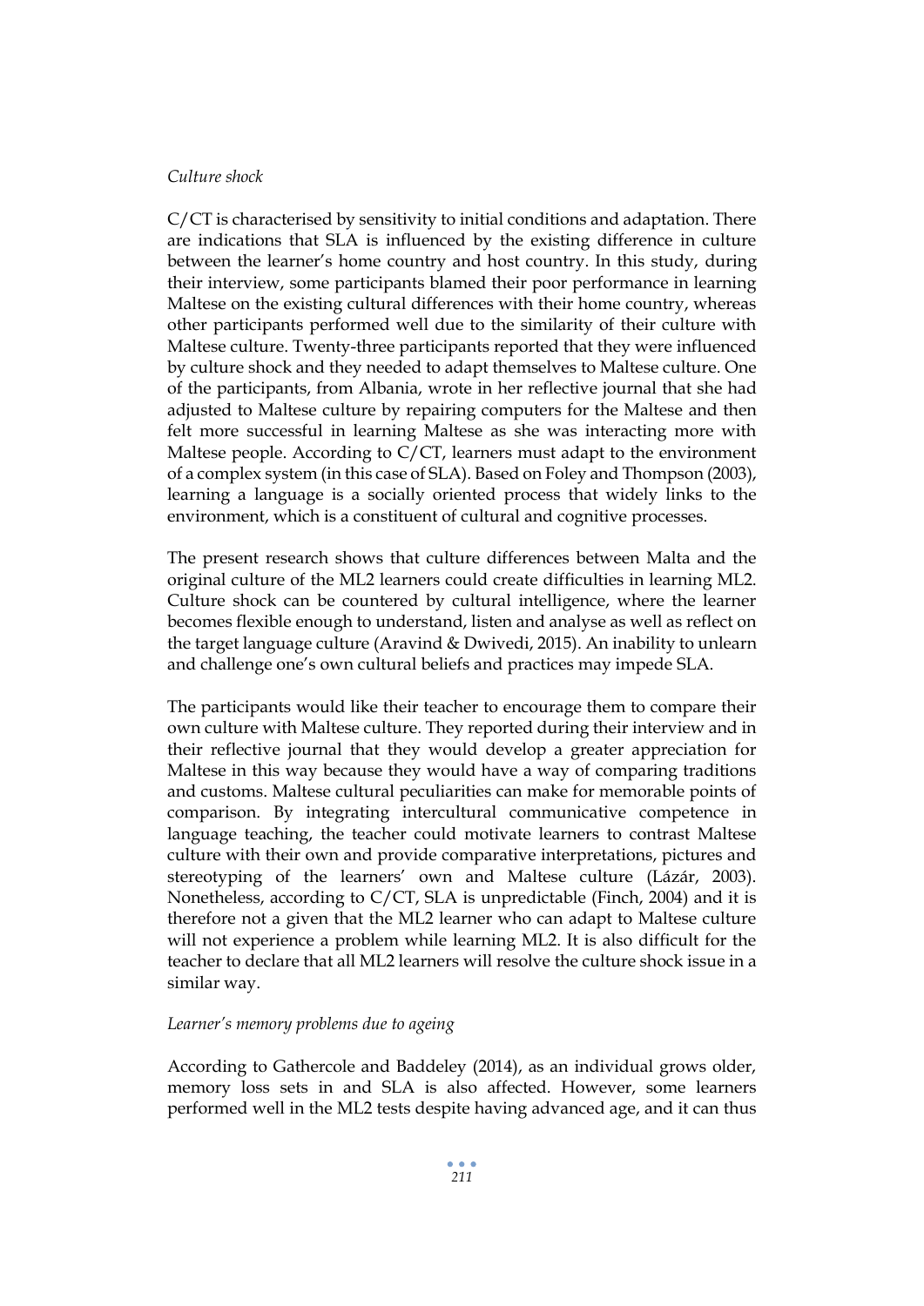*Culture shock*

C/CT is characterised by sensitivity to initial conditions and adaptation. There are indications that SLA is influenced by the existing difference in culture between the learner's home country and host country. In this study, during their interview, some participants blamed their poor performance in learning Maltese on the existing cultural differences with their home country, whereas other participants performed well due to the similarity of their culture with Maltese culture. Twenty-three participants reported that they were influenced by culture shock and they needed to adapt themselves to Maltese culture. One of the participants, from Albania, wrote in her reflective journal that she had adjusted to Maltese culture by repairing computers for the Maltese and then felt more successful in learning Maltese as she was interacting more with Maltese people. According to C/CT, learners must adapt to the environment of a complex system (in this case of SLA). Based on Foley and Thompson (2003), learning a language is a socially oriented process that widely links to the environment, which is a constituent of cultural and cognitive processes.

The present research shows that culture differences between Malta and the original culture of the ML2 learners could create difficulties in learning ML2. Culture shock can be countered by cultural intelligence, where the learner becomes flexible enough to understand, listen and analyse as well as reflect on the target language culture (Aravind & Dwivedi, 2015). An inability to unlearn and challenge one's own cultural beliefs and practices may impede SLA.

The participants would like their teacher to encourage them to compare their own culture with Maltese culture. They reported during their interview and in their reflective journal that they would develop a greater appreciation for Maltese in this way because they would have a way of comparing traditions and customs. Maltese cultural peculiarities can make for memorable points of comparison. By integrating intercultural communicative competence in language teaching, the teacher could motivate learners to contrast Maltese culture with their own and provide comparative interpretations, pictures and stereotyping of the learners' own and Maltese culture (Lázár, 2003). Nonetheless, according to C/CT, SLA is unpredictable (Finch, 2004) and it is therefore not a given that the ML2 learner who can adapt to Maltese culture will not experience a problem while learning ML2. It is also difficult for the teacher to declare that all ML2 learners will resolve the culture shock issue in a similar way.

*Learner's memory problems due to ageing*

According to Gathercole and Baddeley (2014), as an individual grows older, memory loss sets in and SLA is also affected. However, some learners performed well in the ML2 tests despite having advanced age, and it can thus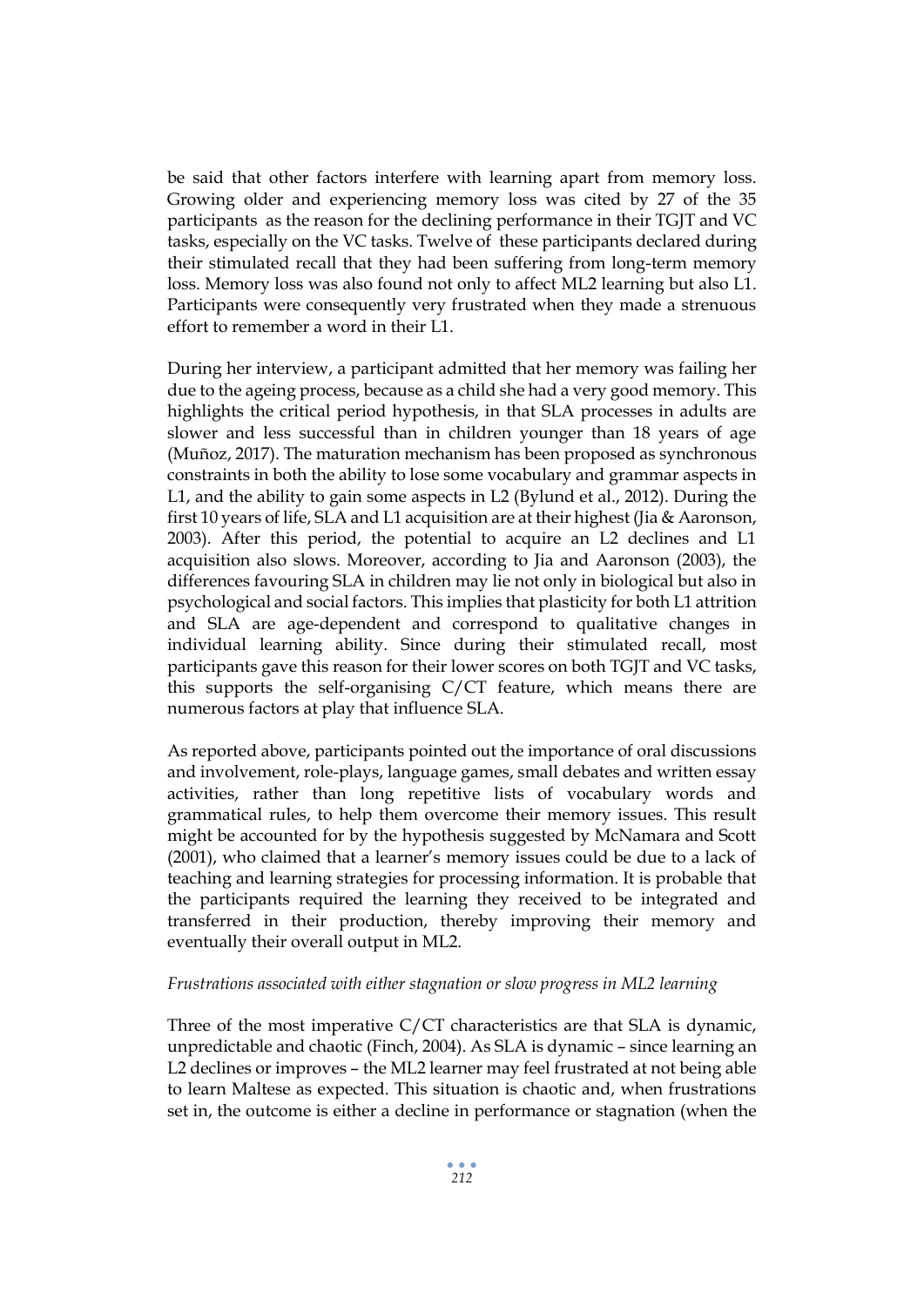be said that other factors interfere with learning apart from memory loss. Growing older and experiencing memory loss was cited by 27 of the 35 participants as the reason for the declining performance in their TGJT and VC tasks, especially on the VC tasks. Twelve of these participants declared during their stimulated recall that they had been suffering from long-term memory loss. Memory loss was also found not only to affect ML2 learning but also L1. Participants were consequently very frustrated when they made a strenuous effort to remember a word in their L1.

During her interview, a participant admitted that her memory was failing her due to the ageing process, because as a child she had a very good memory. This highlights the critical period hypothesis, in that SLA processes in adults are slower and less successful than in children younger than 18 years of age (Muñoz, 2017). The maturation mechanism has been proposed as synchronous constraints in both the ability to lose some vocabulary and grammar aspects in L1, and the ability to gain some aspects in L2 (Bylund et al., 2012). During the first 10 years of life, SLA and L1 acquisition are at their highest (Jia & Aaronson, 2003). After this period, the potential to acquire an L2 declines and L1 acquisition also slows. Moreover, according to Jia and Aaronson (2003), the differences favouring SLA in children may lie not only in biological but also in psychological and social factors. This implies that plasticity for both L1 attrition and SLA are age-dependent and correspond to qualitative changes in individual learning ability. Since during their stimulated recall, most participants gave this reason for their lower scores on both TGJT and VC tasks, this supports the self-organising C/CT feature, which means there are numerous factors at play that influence SLA.

As reported above, participants pointed out the importance of oral discussions and involvement, role-plays, language games, small debates and written essay activities, rather than long repetitive lists of vocabulary words and grammatical rules, to help them overcome their memory issues. This result might be accounted for by the hypothesis suggested by McNamara and Scott (2001), who claimed that a learner's memory issues could be due to a lack of teaching and learning strategies for processing information. It is probable that the participants required the learning they received to be integrated and transferred in their production, thereby improving their memory and eventually their overall output in ML2.

*Frustrations associated with either stagnation or slow progress in ML2 learning*

Three of the most imperative C/CT characteristics are that SLA is dynamic, unpredictable and chaotic (Finch, 2004). As SLA is dynamic – since learning an L2 declines or improves – the ML2 learner may feel frustrated at not being able to learn Maltese as expected. This situation is chaotic and, when frustrations set in, the outcome is either a decline in performance or stagnation (when the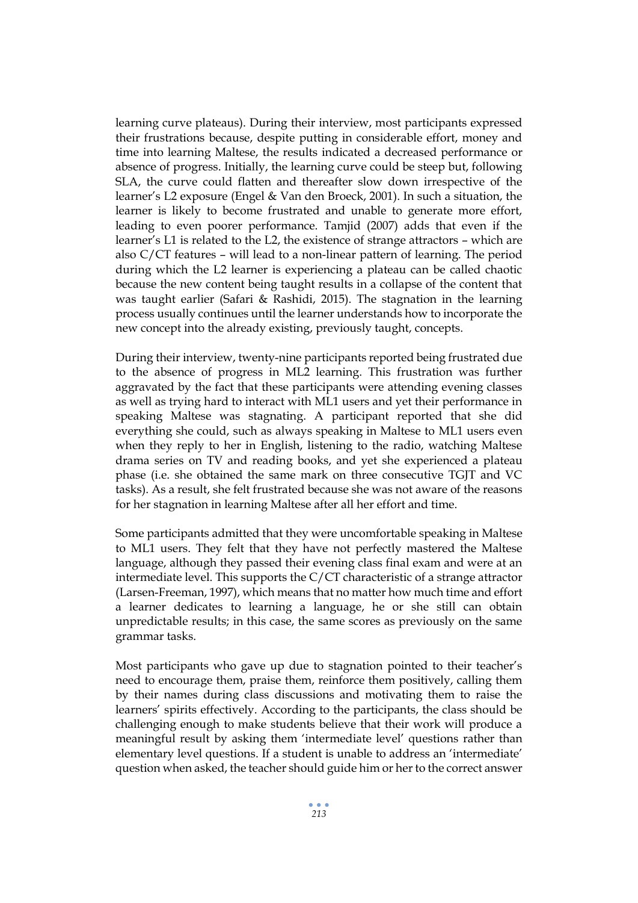learning curve plateaus). During their interview, most participants expressed their frustrations because, despite putting in considerable effort, money and time into learning Maltese, the results indicated a decreased performance or absence of progress. Initially, the learning curve could be steep but, following SLA, the curve could flatten and thereafter slow down irrespective of the learner's L2 exposure (Engel & Van den Broeck, 2001). In such a situation, the learner is likely to become frustrated and unable to generate more effort, leading to even poorer performance. Tamjid (2007) adds that even if the learner's L1 is related to the L2, the existence of strange attractors – which are also C/CT features – will lead to a non-linear pattern of learning. The period during which the L2 learner is experiencing a plateau can be called chaotic because the new content being taught results in a collapse of the content that was taught earlier (Safari & Rashidi, 2015). The stagnation in the learning process usually continues until the learner understands how to incorporate the new concept into the already existing, previously taught, concepts.

During their interview, twenty-nine participants reported being frustrated due to the absence of progress in ML2 learning. This frustration was further aggravated by the fact that these participants were attending evening classes as well as trying hard to interact with ML1 users and yet their performance in speaking Maltese was stagnating. A participant reported that she did everything she could, such as always speaking in Maltese to ML1 users even when they reply to her in English, listening to the radio, watching Maltese drama series on TV and reading books, and yet she experienced a plateau phase (i.e. she obtained the same mark on three consecutive TGJT and VC tasks). As a result, she felt frustrated because she was not aware of the reasons for her stagnation in learning Maltese after all her effort and time.

Some participants admitted that they were uncomfortable speaking in Maltese to ML1 users. They felt that they have not perfectly mastered the Maltese language, although they passed their evening class final exam and were at an intermediate level. This supports the C/CT characteristic of a strange attractor (Larsen-Freeman, 1997), which means that no matter how much time and effort a learner dedicates to learning a language, he or she still can obtain unpredictable results; in this case, the same scores as previously on the same grammar tasks.

Most participants who gave up due to stagnation pointed to their teacher's need to encourage them, praise them, reinforce them positively, calling them by their names during class discussions and motivating them to raise the learners' spirits effectively. According to the participants, the class should be challenging enough to make students believe that their work will produce a meaningful result by asking them 'intermediate level' questions rather than elementary level questions. If a student is unable to address an 'intermediate' question when asked, the teacher should guide him or her to the correct answer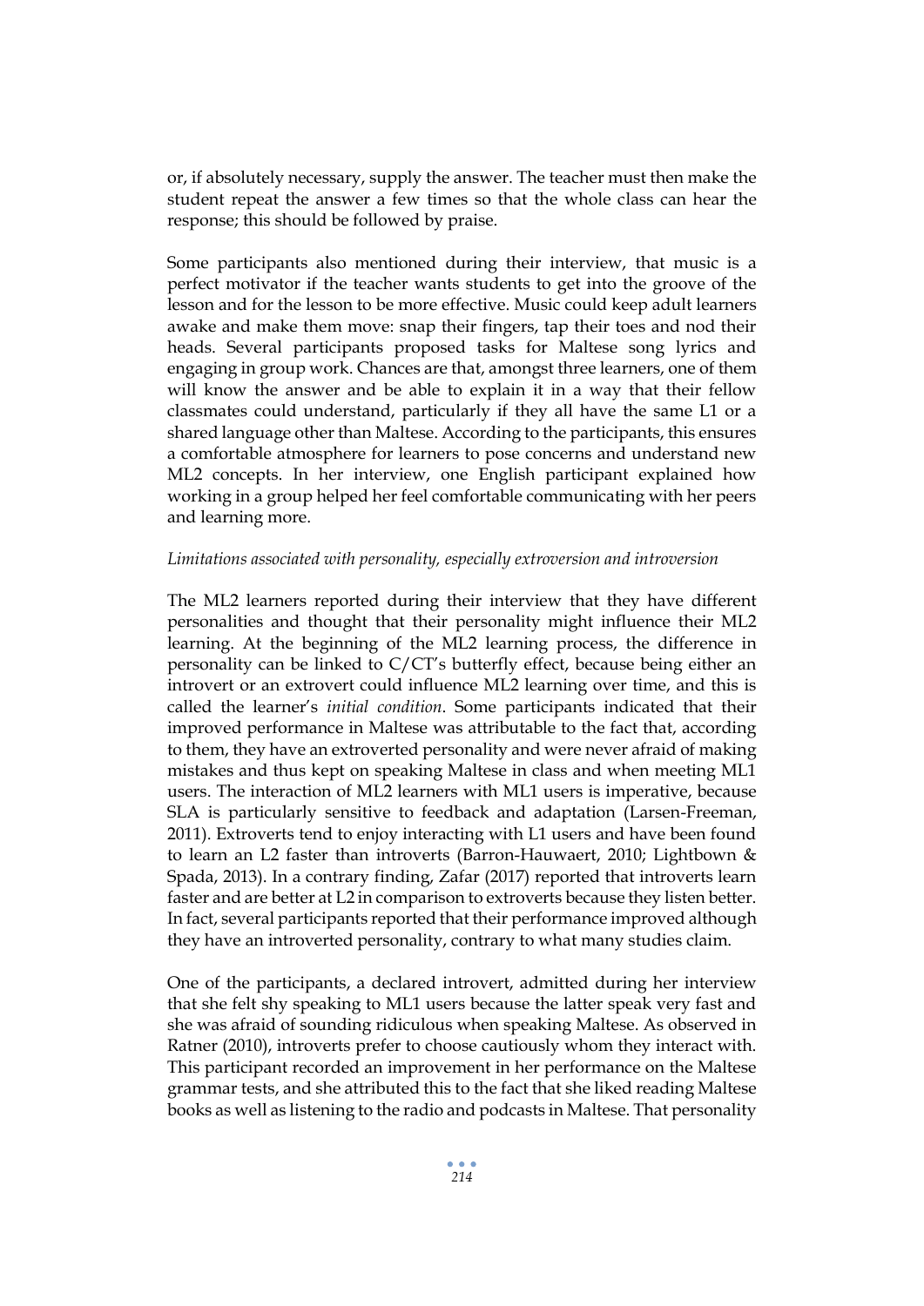or, if absolutely necessary, supply the answer. The teacher must then make the student repeat the answer a few times so that the whole class can hear the response; this should be followed by praise.

Some participants also mentioned during their interview, that music is a perfect motivator if the teacher wants students to get into the groove of the lesson and for the lesson to be more effective. Music could keep adult learners awake and make them move: snap their fingers, tap their toes and nod their heads. Several participants proposed tasks for Maltese song lyrics and engaging in group work. Chances are that, amongst three learners, one of them will know the answer and be able to explain it in a way that their fellow classmates could understand, particularly if they all have the same L1 or a shared language other than Maltese. According to the participants, this ensures a comfortable atmosphere for learners to pose concerns and understand new ML2 concepts. In her interview, one English participant explained how working in a group helped her feel comfortable communicating with her peers and learning more.

*Limitations associated with personality, especially extroversion and introversion*

The ML2 learners reported during their interview that they have different personalities and thought that their personality might influence their ML2 learning. At the beginning of the ML2 learning process, the difference in personality can be linked to C/CT's butterfly effect, because being either an introvert or an extrovert could influence ML2 learning over time, and this is called the learner's *initial condition*. Some participants indicated that their improved performance in Maltese was attributable to the fact that, according to them, they have an extroverted personality and were never afraid of making mistakes and thus kept on speaking Maltese in class and when meeting ML1 users. The interaction of ML2 learners with ML1 users is imperative, because SLA is particularly sensitive to feedback and adaptation (Larsen-Freeman, 2011). Extroverts tend to enjoy interacting with L1 users and have been found to learn an L2 faster than introverts (Barron-Hauwaert, 2010; Lightbown & Spada, 2013). In a contrary finding, Zafar (2017) reported that introverts learn faster and are better at L2 in comparison to extroverts because they listen better. In fact, several participants reported that their performance improved although they have an introverted personality, contrary to what many studies claim.

One of the participants, a declared introvert, admitted during her interview that she felt shy speaking to ML1 users because the latter speak very fast and she was afraid of sounding ridiculous when speaking Maltese. As observed in Ratner (2010), introverts prefer to choose cautiously whom they interact with. This participant recorded an improvement in her performance on the Maltese grammar tests, and she attributed this to the fact that she liked reading Maltese books as well as listening to the radio and podcasts in Maltese. That personality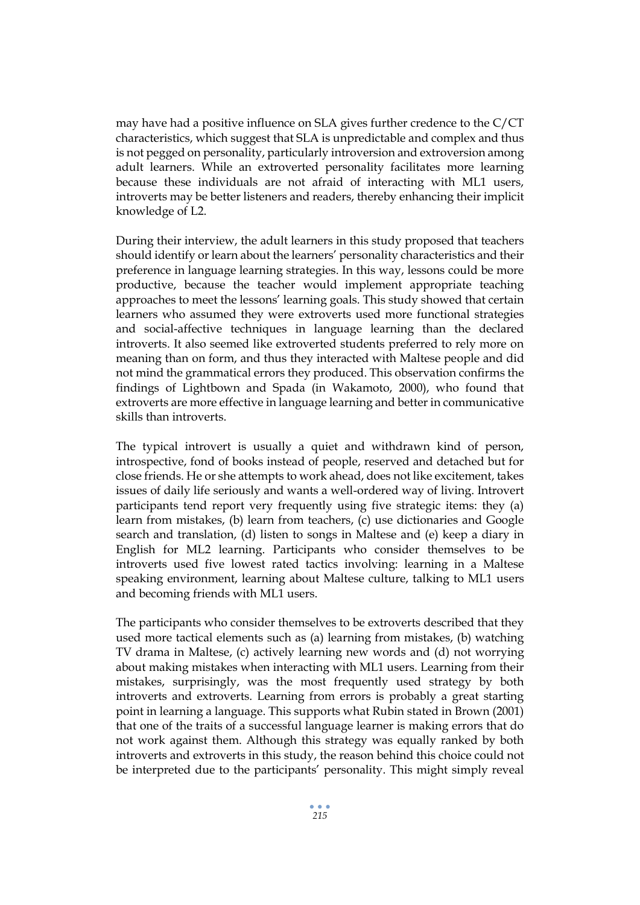may have had a positive influence on SLA gives further credence to the C/CT characteristics, which suggest that SLA is unpredictable and complex and thus is not pegged on personality, particularly introversion and extroversion among adult learners. While an extroverted personality facilitates more learning because these individuals are not afraid of interacting with ML1 users, introverts may be better listeners and readers, thereby enhancing their implicit knowledge of L2.

During their interview, the adult learners in this study proposed that teachers should identify or learn about the learners' personality characteristics and their preference in language learning strategies. In this way, lessons could be more productive, because the teacher would implement appropriate teaching approaches to meet the lessons' learning goals. This study showed that certain learners who assumed they were extroverts used more functional strategies and social-affective techniques in language learning than the declared introverts. It also seemed like extroverted students preferred to rely more on meaning than on form, and thus they interacted with Maltese people and did not mind the grammatical errors they produced. This observation confirms the findings of Lightbown and Spada (in Wakamoto, 2000), who found that extroverts are more effective in language learning and better in communicative skills than introverts.

The typical introvert is usually a quiet and withdrawn kind of person, introspective, fond of books instead of people, reserved and detached but for close friends. He or she attempts to work ahead, does not like excitement, takes issues of daily life seriously and wants a well-ordered way of living. Introvert participants tend report very frequently using five strategic items: they (a) learn from mistakes, (b) learn from teachers, (c) use dictionaries and Google search and translation, (d) listen to songs in Maltese and (e) keep a diary in English for ML2 learning. Participants who consider themselves to be introverts used five lowest rated tactics involving: learning in a Maltese speaking environment, learning about Maltese culture, talking to ML1 users and becoming friends with ML1 users.

The participants who consider themselves to be extroverts described that they used more tactical elements such as (a) learning from mistakes, (b) watching TV drama in Maltese, (c) actively learning new words and (d) not worrying about making mistakes when interacting with ML1 users. Learning from their mistakes, surprisingly, was the most frequently used strategy by both introverts and extroverts. Learning from errors is probably a great starting point in learning a language. This supports what Rubin stated in Brown (2001) that one of the traits of a successful language learner is making errors that do not work against them. Although this strategy was equally ranked by both introverts and extroverts in this study, the reason behind this choice could not be interpreted due to the participants' personality. This might simply reveal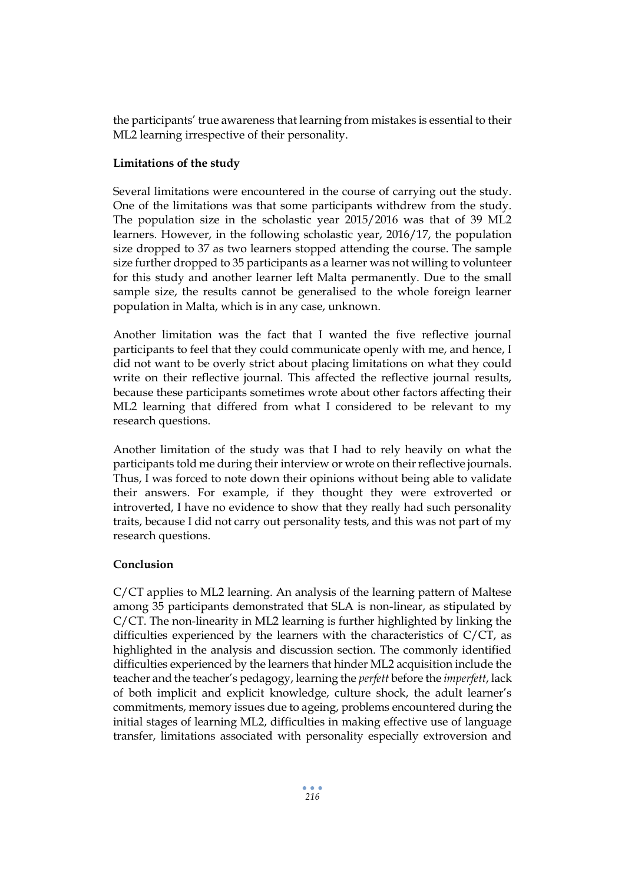the participants' true awareness that learning from mistakes is essential to their ML2 learning irrespective of their personality.

**Limitations of the study**

Several limitations were encountered in the course of carrying out the study. One of the limitations was that some participants withdrew from the study. The population size in the scholastic year 2015/2016 was that of 39 ML2 learners. However, in the following scholastic year, 2016/17, the population size dropped to 37 as two learners stopped attending the course. The sample size further dropped to 35 participants as a learner was not willing to volunteer for this study and another learner left Malta permanently. Due to the small sample size, the results cannot be generalised to the whole foreign learner population in Malta, which is in any case, unknown.

Another limitation was the fact that I wanted the five reflective journal participants to feel that they could communicate openly with me, and hence, I did not want to be overly strict about placing limitations on what they could write on their reflective journal. This affected the reflective journal results, because these participants sometimes wrote about other factors affecting their ML2 learning that differed from what I considered to be relevant to my research questions.

Another limitation of the study was that I had to rely heavily on what the participants told me during their interview or wrote on their reflective journals. Thus, I was forced to note down their opinions without being able to validate their answers. For example, if they thought they were extroverted or introverted, I have no evidence to show that they really had such personality traits, because I did not carry out personality tests, and this was not part of my research questions.

**Conclusion**

C/CT applies to ML2 learning. An analysis of the learning pattern of Maltese among 35 participants demonstrated that SLA is non-linear, as stipulated by C/CT. The non-linearity in ML2 learning is further highlighted by linking the difficulties experienced by the learners with the characteristics of C/CT, as highlighted in the analysis and discussion section. The commonly identified difficulties experienced by the learners that hinder ML2 acquisition include the teacher and the teacher's pedagogy, learning the *perfett* before the *imperfett*, lack of both implicit and explicit knowledge, culture shock, the adult learner's commitments, memory issues due to ageing, problems encountered during the initial stages of learning ML2, difficulties in making effective use of language transfer, limitations associated with personality especially extroversion and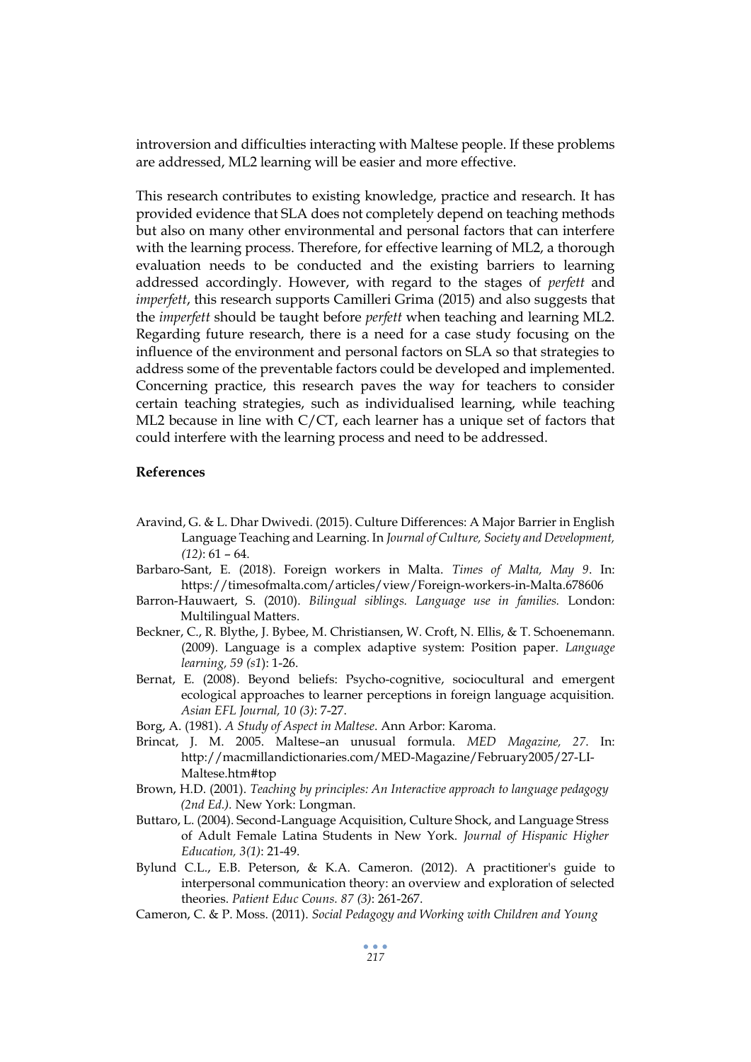introversion and difficulties interacting with Maltese people. If these problems are addressed, ML2 learning will be easier and more effective.

This research contributes to existing knowledge, practice and research. It has provided evidence that SLA does not completely depend on teaching methods but also on many other environmental and personal factors that can interfere with the learning process. Therefore, for effective learning of ML2, a thorough evaluation needs to be conducted and the existing barriers to learning addressed accordingly. However, with regard to the stages of *perfett* and *imperfett*, this research supports Camilleri Grima (2015) and also suggests that the *imperfett* should be taught before *perfett* when teaching and learning ML2. Regarding future research, there is a need for a case study focusing on the influence of the environment and personal factors on SLA so that strategies to address some of the preventable factors could be developed and implemented. Concerning practice, this research paves the way for teachers to consider certain teaching strategies, such as individualised learning, while teaching ML2 because in line with C/CT, each learner has a unique set of factors that could interfere with the learning process and need to be addressed.

**References**

Aravind, G. & L. Dhar Dwivedi. (2015). Culture Differences: A Major Barrier in English Language Teaching and Learning. In *Journal of Culture, Society and Development, (12)*: 61 – 64.

Barbaro-Sant, E. (2018). Foreign workers in Malta. *Times of Malta, May 9*. In: https://timesofmalta.com/articles/view/Foreign-workers-in-Malta.678606

Barron-Hauwaert, S. (2010). *Bilingual siblings. Language use in families.* London: Multilingual Matters.

Beckner, C., R. Blythe, J. Bybee, M. Christiansen, W. Croft, N. Ellis, & T. Schoenemann. (2009). Language is a complex adaptive system: Position paper. *Language learning, 59 (s1*): 1-26.

Bernat, E. (2008). Beyond beliefs: Psycho-cognitive, sociocultural and emergent ecological approaches to learner perceptions in foreign language acquisition. *Asian EFL Journal, 10 (3)*: 7-27.

Borg, A. (1981). *A Study of Aspect in Maltese*. Ann Arbor: Karoma.

Brincat, J. M. 2005. Maltese–an unusual formula. *MED Magazine, 27*. In: http://macmillandictionaries.com/MED-Magazine/February2005/27-LI-Maltese.htm#top

Brown, H.D. (2001). *Teaching by principles: An Interactive approach to language pedagogy (2nd Ed.).* New York: Longman.

Buttaro, L. (2004). Second-Language Acquisition, Culture Shock, and Language Stress of Adult Female Latina Students in New York. *Journal of Hispanic Higher Education, 3(1)*: 21-49.

Bylund C.L., E.B. Peterson, & K.A. Cameron. (2012). A practitioner's guide to interpersonal communication theory: an overview and exploration of selected theories. *Patient Educ Couns. 87 (3)*: 261-267.

Cameron, C. & P. Moss. (2011). *Social Pedagogy and Working with Children and Young*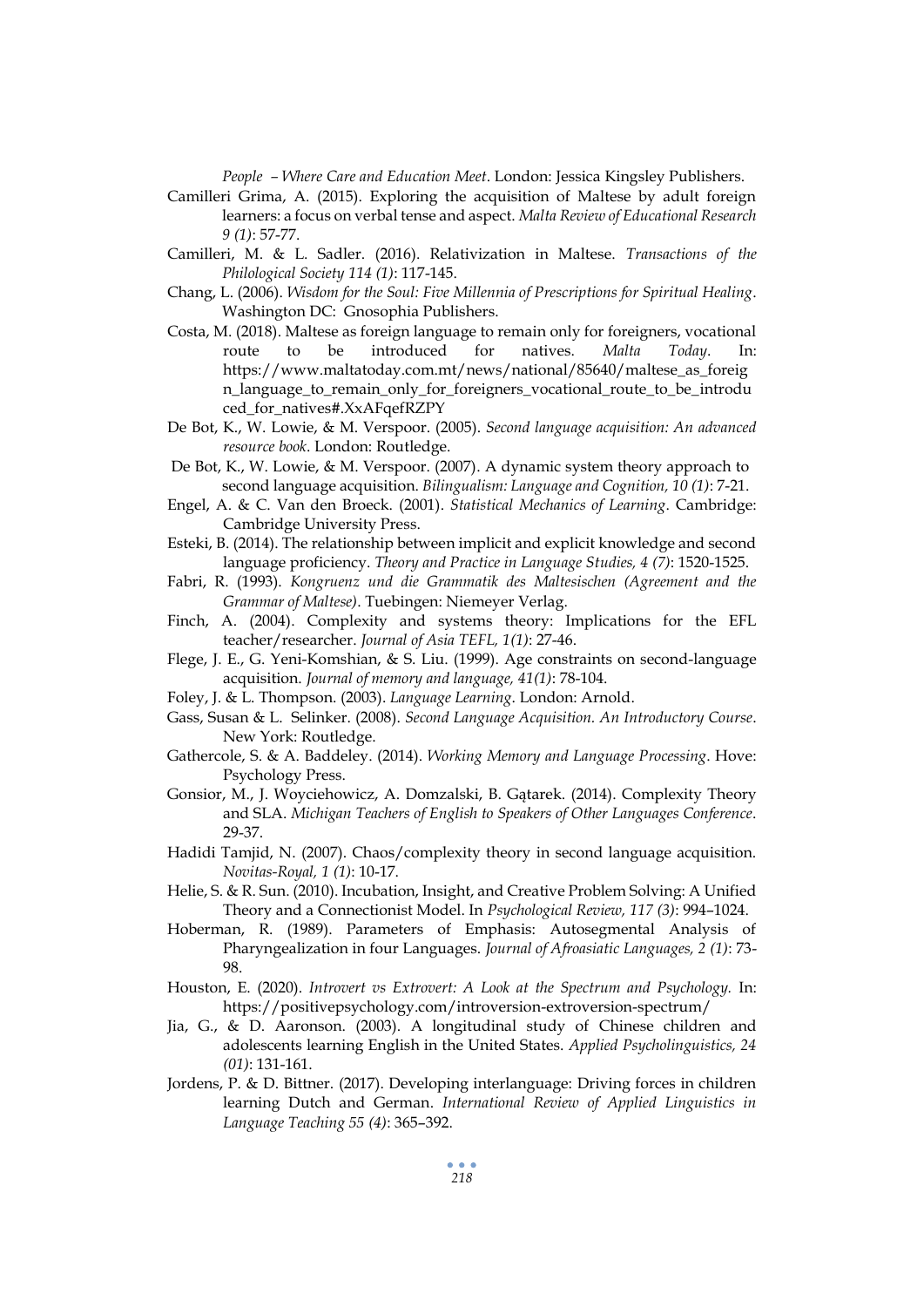*People – Where Care and Education Meet*. London: Jessica Kingsley Publishers.

Camilleri Grima, A. (2015). Exploring the acquisition of Maltese by adult foreign learners: a focus on verbal tense and aspect. *Malta Review of Educational Research 9 (1)*: 57-77.

Camilleri, M. & L. Sadler. (2016). Relativization in Maltese. *Transactions of the Philological Society 114 (1)*: 117-145.

Chang, L. (2006). *Wisdom for the Soul: Five Millennia of Prescriptions for Spiritual Healing*. Washington DC: Gnosophia Publishers.

Costa, M. (2018). Maltese as foreign language to remain only for foreigners, vocational route to be introduced for natives. *Malta Today*. In: https://www.maltatoday.com.mt/news/national/85640/maltese_as_foreign_language_to_remain_only_for_foreigners_vocational_route_to_be_introduced_for_natives#.XxAFqefRZPY

De Bot, K., W. Lowie, & M. Verspoor. (2005). *Second language acquisition: An advanced resource book*. London: Routledge.

De Bot, K., W. Lowie, & M. Verspoor. (2007). A dynamic system theory approach to second language acquisition. *Bilingualism: Language and Cognition, 10 (1)*: 7-21.

Engel, A. & C. Van den Broeck. (2001). *Statistical Mechanics of Learning*. Cambridge: Cambridge University Press.

Esteki, B. (2014). The relationship between implicit and explicit knowledge and second language proficiency. *Theory and Practice in Language Studies, 4 (7)*: 1520-1525.

Fabri, R. (1993). *Kongruenz und die Grammatik des Maltesischen (Agreement and the Grammar of Maltese)*. Tuebingen: Niemeyer Verlag.

Finch, A. (2004). Complexity and systems theory: Implications for the EFL teacher/researcher. *Journal of Asia TEFL, 1(1)*: 27-46.

Flege, J. E., G. Yeni-Komshian, & S. Liu. (1999). Age constraints on second-language acquisition. *Journal of memory and language, 41(1)*: 78-104.

Foley, J. & L. Thompson. (2003). *Language Learning*. London: Arnold.

Gass, Susan & L. Selinker. (2008). *Second Language Acquisition. An Introductory Course*. New York: Routledge.

Gathercole, S. & A. Baddeley. (2014). *Working Memory and Language Processing*. Hove: Psychology Press.

Gonsior, M., J. Woyciehowicz, A. Domzalski, B. Gątarek. (2014). Complexity Theory and SLA. *Michigan Teachers of English to Speakers of Other Languages Conference*. 29-37.

Hadidi Tamjid, N. (2007). Chaos/complexity theory in second language acquisition. *Novitas-Royal, 1 (1)*: 10-17.

Helie, S. & R. Sun. (2010). Incubation, Insight, and Creative Problem Solving: A Unified Theory and a Connectionist Model. In *Psychological Review, 117 (3)*: 994–1024.

Hoberman, R. (1989). Parameters of Emphasis: Autosegmental Analysis of Pharyngealization in four Languages. *Journal of Afroasiatic Languages, 2 (1)*: 73-98.

Houston, E. (2020). *Introvert vs Extrovert: A Look at the Spectrum and Psychology.* In: https://positivepsychology.com/introversion-extroversion-spectrum/

Jia, G., & D. Aaronson. (2003). A longitudinal study of Chinese children and adolescents learning English in the United States. *Applied Psycholinguistics, 24 (01)*: 131-161.

Jordens, P. & D. Bittner. (2017). Developing interlanguage: Driving forces in children learning Dutch and German. *International Review of Applied Linguistics in Language Teaching 55 (4)*: 365–392.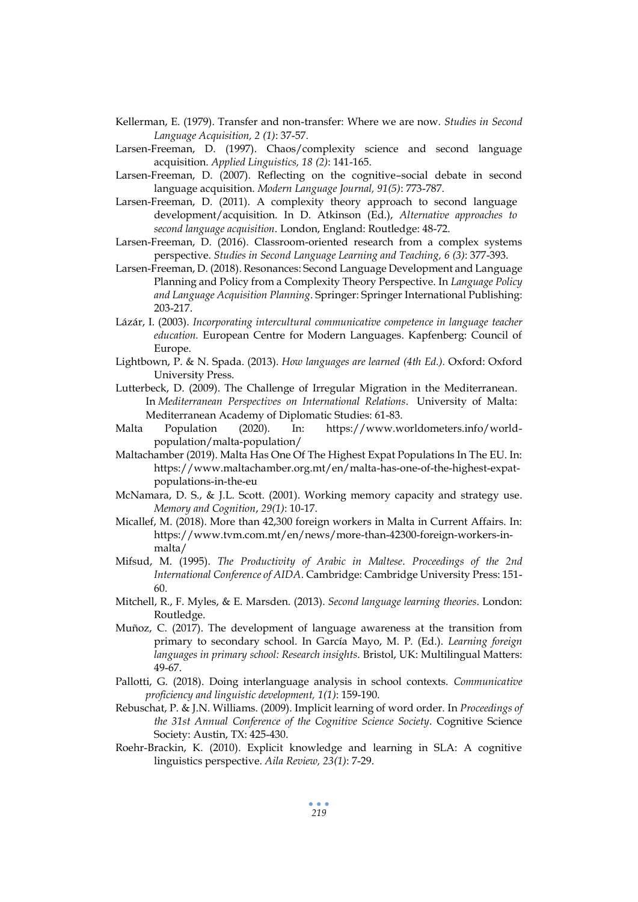Kellerman, E. (1979). Transfer and non-transfer: Where we are now. *Studies in Second Language Acquisition, 2 (1)*: 37-57.

Larsen-Freeman, D. (1997). Chaos/complexity science and second language acquisition. *Applied Linguistics, 18 (2)*: 141-165.

Larsen-Freeman, D. (2007). Reflecting on the cognitive–social debate in second language acquisition. *Modern Language Journal, 91(5)*: 773-787.

Larsen-Freeman, D. (2011). A complexity theory approach to second language development/acquisition. In D. Atkinson (Ed.), *Alternative approaches to second language acquisition*. London, England: Routledge: 48-72.

Larsen-Freeman, D. (2016). Classroom-oriented research from a complex systems perspective. *Studies in Second Language Learning and Teaching, 6 (3)*: 377-393.

Larsen-Freeman, D. (2018). Resonances: Second Language Development and Language Planning and Policy from a Complexity Theory Perspective. In *Language Policy and Language Acquisition Planning*. Springer: Springer International Publishing: 203-217.

Lázár, I. (2003). *Incorporating intercultural communicative competence in language teacher education.* European Centre for Modern Languages. Kapfenberg: Council of Europe.

Lightbown, P. & N. Spada. (2013). *How languages are learned (4th Ed.).* Oxford: Oxford University Press.

Lutterbeck, D. (2009). The Challenge of Irregular Migration in the Mediterranean. In *Mediterranean Perspectives on International Relations*. University of Malta: Mediterranean Academy of Diplomatic Studies: 61-83.

Malta Population (2020). In: https://www.worldometers.info/world-population/malta-population/

Maltachamber (2019). Malta Has One Of The Highest Expat Populations In The EU. In: https://www.maltachamber.org.mt/en/malta-has-one-of-the-highest-expat-populations-in-the-eu

McNamara, D. S., & J.L. Scott. (2001). Working memory capacity and strategy use. *Memory and Cognition*, *29(1)*: 10-17.

Micallef, M. (2018). More than 42,300 foreign workers in Malta in Current Affairs. In: https://www.tvm.com.mt/en/news/more-than-42300-foreign-workers-in-malta/

Mifsud, M. (1995). *The Productivity of Arabic in Maltese*. *Proceedings of the 2nd International Conference of AIDA*. Cambridge: Cambridge University Press: 151-60.

Mitchell, R., F. Myles, & E. Marsden. (2013). *Second language learning theories*. London: Routledge.

Muñoz, C. (2017). The development of language awareness at the transition from primary to secondary school. In García Mayo, M. P. (Ed.). *Learning foreign languages in primary school: Research insights*. Bristol, UK: Multilingual Matters: 49-67.

Pallotti, G. (2018). Doing interlanguage analysis in school contexts. *Communicative proficiency and linguistic development, 1(1)*: 159-190.

Rebuschat, P. & J.N. Williams. (2009). Implicit learning of word order. In *Proceedings of the 31st Annual Conference of the Cognitive Science Society*. Cognitive Science Society: Austin, TX: 425-430.

Roehr-Brackin, K. (2010). Explicit knowledge and learning in SLA: A cognitive linguistics perspective. *Aila Review, 23(1)*: 7-29.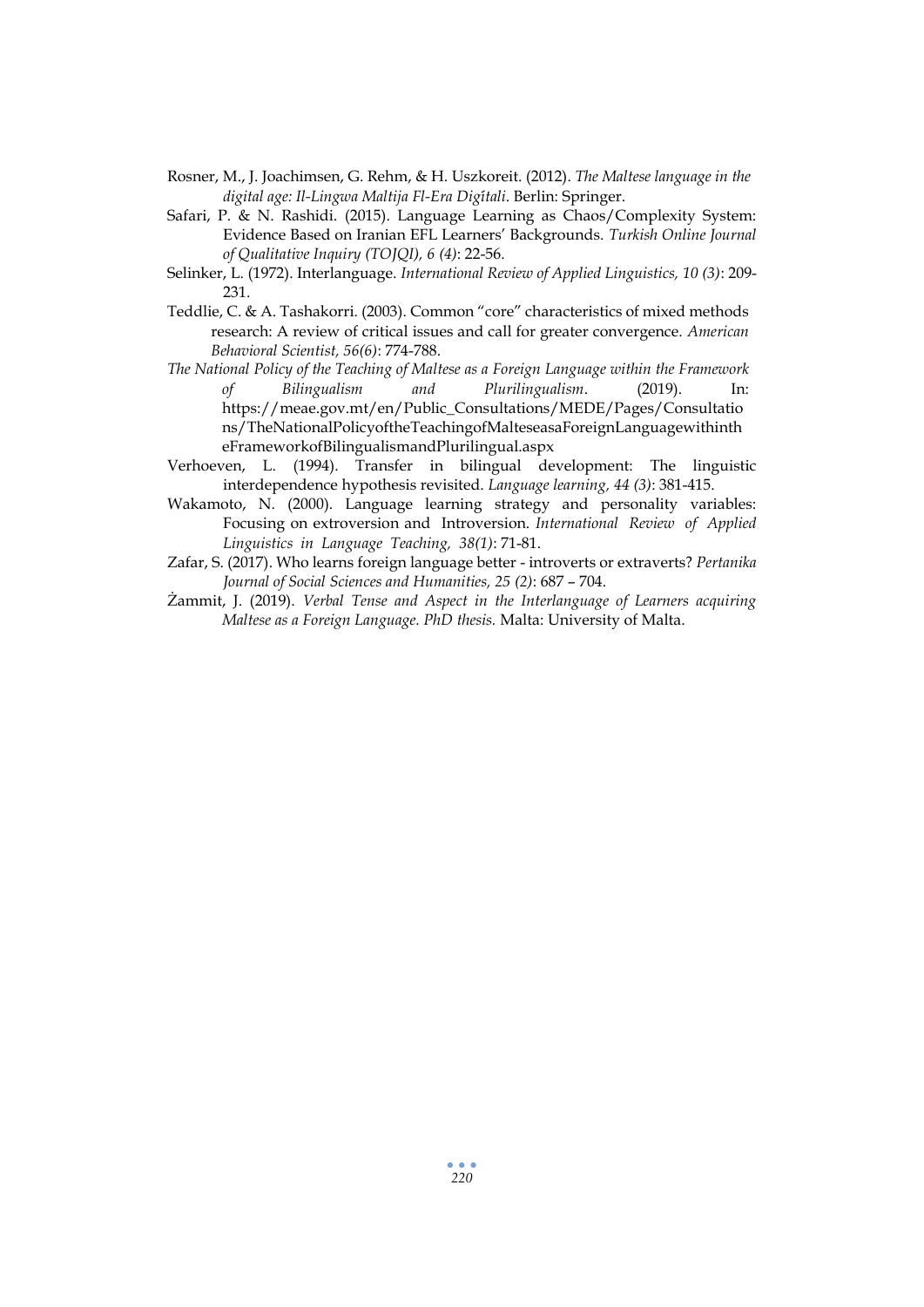Rosner, M., J. Joachimsen, G. Rehm, & H. Uszkoreit. (2012). *The Maltese language in the digital age: Il-Lingwa Maltija Fl-Era Diġitali*. Berlin: Springer.

Safari, P. & N. Rashidi. (2015). Language Learning as Chaos/Complexity System: Evidence Based on Iranian EFL Learners' Backgrounds. *Turkish Online Journal of Qualitative Inquiry (TOJQI), 6 (4)*: 22-56.

Selinker, L. (1972). Interlanguage. *International Review of Applied Linguistics, 10 (3)*: 209-231.

Teddlie, C. & A. Tashakorri. (2003). Common "core" characteristics of mixed methods research: A review of critical issues and call for greater convergence. *American Behavioral Scientist, 56(6)*: 774-788.

*The National Policy of the Teaching of Maltese as a Foreign Language within the Framework of Bilingualism and Plurilingualism*. (2019). In: https://meae.gov.mt/en/Public_Consultations/MEDE/Pages/Consultations/TheNationalPolicyoftheTeachingofMalteseasaForeignLanguagewithintheFrameworkofBilingualismandPlurilingual.aspx

Verhoeven, L. (1994). Transfer in bilingual development: The linguistic interdependence hypothesis revisited. *Language learning, 44 (3)*: 381-415.

Wakamoto, N. (2000). Language learning strategy and personality variables: Focusing on extroversion and Introversion. *International Review of Applied Linguistics in Language Teaching, 38(1)*: 71-81.

Zafar, S. (2017). Who learns foreign language better - introverts or extraverts? *Pertanika Journal of Social Sciences and Humanities, 25 (2)*: 687 – 704.

Żammit, J. (2019). *Verbal Tense and Aspect in the Interlanguage of Learners acquiring Maltese as a Foreign Language. PhD thesis.* Malta: University of Malta.